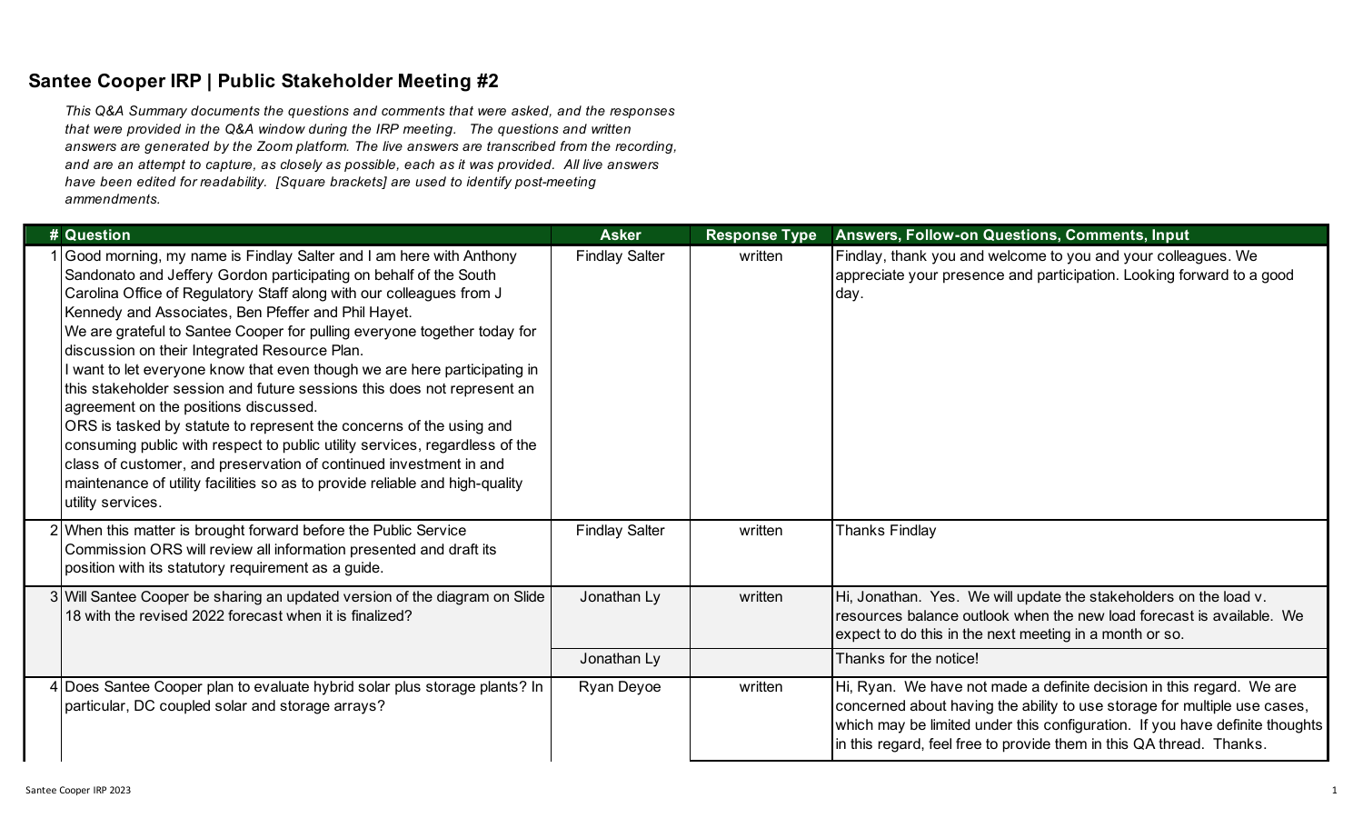## Santee Cooper IRP | Public Stakeholder Meeting #2

*This Q&A Summary documents the questions and comments that were asked, and the responses that were provided in the Q&A window during the IRP meeting. The questions and written answers are generated by the Zoom platform. The live answers are transcribed from the recording, and are an attempt to capture, as closely as possible, each as it was provided. All live answers have been edited for readability. [Square brackets] are used to identify post-meeting ammendments.*

| # | Question | Asker | Response Type | Answers, Follow-on Questions, Comments, Input |
|---|---|---|---|---|
| 1 | Good morning, my name is Findlay Salter and I am here with Anthony Sandonato and Jeffery Gordon participating on behalf of the South Carolina Office of Regulatory Staff along with our colleagues from J Kennedy and Associates, Ben Pfeffer and Phil Hayet.<br>We are grateful to Santee Cooper for pulling everyone together today for discussion on their Integrated Resource Plan.<br>I want to let everyone know that even though we are here participating in this stakeholder session and future sessions this does not represent an agreement on the positions discussed.<br>ORS is tasked by statute to represent the concerns of the using and consuming public with respect to public utility services, regardless of the class of customer, and preservation of continued investment in and maintenance of utility facilities so as to provide reliable and high-quality utility services. | Findlay Salter | written | Findlay, thank you and welcome to you and your colleagues. We appreciate your presence and participation. Looking forward to a good day. |
| 2 | When this matter is brought forward before the Public Service Commission ORS will review all information presented and draft its position with its statutory requirement as a guide. | Findlay Salter | written | Thanks Findlay |
| 3 | Will Santee Cooper be sharing an updated version of the diagram on Slide 18 with the revised 2022 forecast when it is finalized? | Jonathan Ly | written | Hi, Jonathan. Yes. We will update the stakeholders on the load v. resources balance outlook when the new load forecast is available. We expect to do this in the next meeting in a month or so. |
| | | Jonathan Ly | | Thanks for the notice! |
| 4 | Does Santee Cooper plan to evaluate hybrid solar plus storage plants? In particular, DC coupled solar and storage arrays? | Ryan Deyoe | written | Hi, Ryan. We have not made a definite decision in this regard. We are concerned about having the ability to use storage for multiple use cases, which may be limited under this configuration. If you have definite thoughts in this regard, feel free to provide them in this QA thread. Thanks. |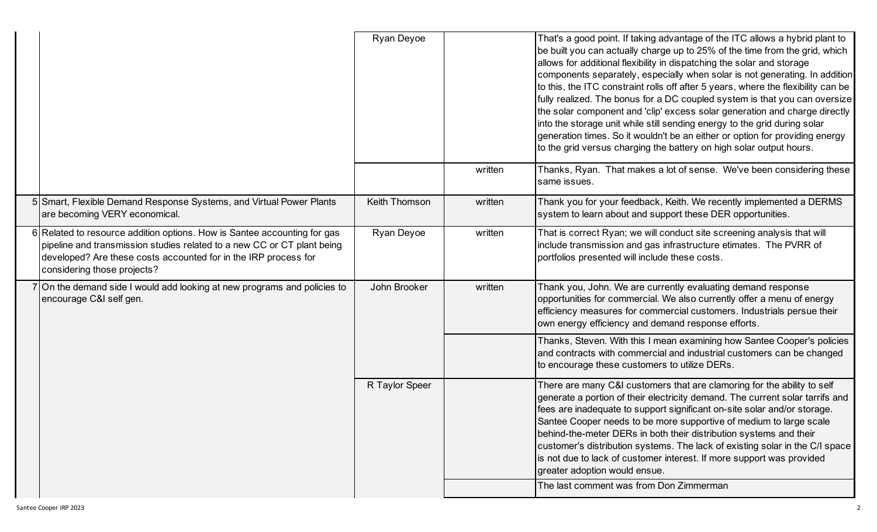| # | Comment | Name | Type | Response |
|---|---|---|---|---|
| | | Ryan Deyoe | | That's a good point. If taking advantage of the ITC allows a hybrid plant to be built you can actually charge up to 25% of the time from the grid, which allows for additional flexibility in dispatching the solar and storage components separately, especially when solar is not generating. In addition to this, the ITC constraint rolls off after 5 years, where the flexibility can be fully realized. The bonus for a DC coupled system is that you can oversize the solar component and 'clip' excess solar generation and charge directly into the storage unit while still sending energy to the grid during solar generation times. So it wouldn't be an either or option for providing energy to the grid versus charging the battery on high solar output hours. |
| | | | written | Thanks, Ryan. That makes a lot of sense. We've been considering these same issues. |
| 5 | Smart, Flexible Demand Response Systems, and Virtual Power Plants are becoming VERY economical. | Keith Thomson | written | Thank you for your feedback, Keith. We recently implemented a DERMS system to learn about and support these DER opportunities. |
| 6 | Related to resource addition options. How is Santee accounting for gas pipeline and transmission studies related to a new CC or CT plant being developed? Are these costs accounted for in the IRP process for considering those projects? | Ryan Deyoe | written | That is correct Ryan; we will conduct site screening analysis that will include transmission and gas infrastructure etimates. The PVRR of portfolios presented will include these costs. |
| 7 | On the demand side I would add looking at new programs and policies to encourage C&I self gen. | John Brooker | written | Thank you, John. We are currently evaluating demand response opportunities for commercial. We also currently offer a menu of energy efficiency measures for commercial customers. Industrials persue their own energy efficiency and demand response efforts. |
| | | | | Thanks, Steven. With this I mean examining how Santee Cooper's policies and contracts with commercial and industrial customers can be changed to encourage these customers to utilize DERs. |
| | | R Taylor Speer | | There are many C&I customers that are clamoring for the ability to self generate a portion of their electricity demand. The current solar tarrifs and fees are inadequate to support significant on-site solar and/or storage. Santee Cooper needs to be more supportive of medium to large scale behind-the-meter DERs in both their distribution systems and their customer's distribution systems. The lack of existing solar in the C/I space is not due to lack of customer interest. If more support was provided greater adoption would ensue. |
| | | | | The last comment was from Don Zimmerman |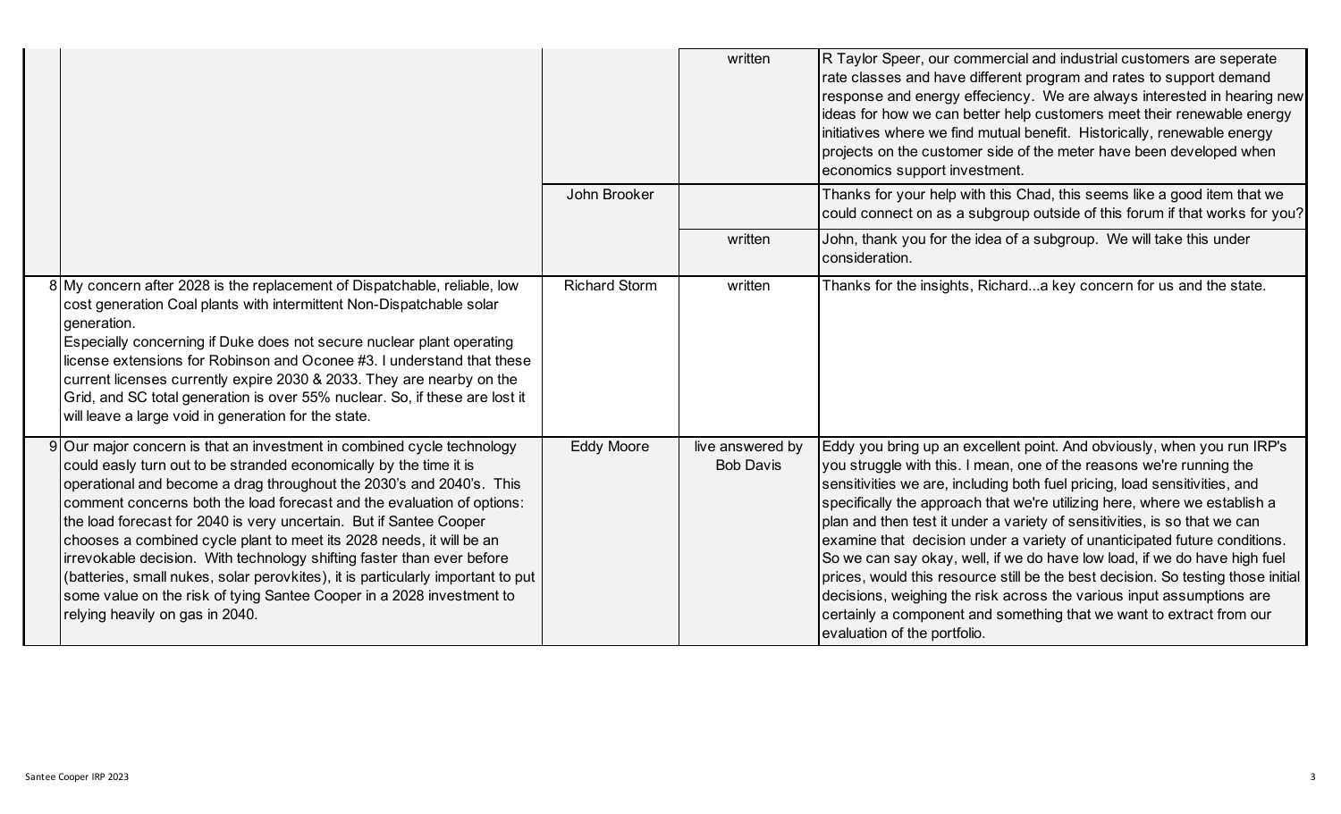| | | | | |
|---|---|---|---|---|
| | | | written | R Taylor Speer, our commercial and industrial customers are seperate rate classes and have different program and rates to support demand response and energy effeciency. We are always interested in hearing new ideas for how we can better help customers meet their renewable energy initiatives where we find mutual benefit. Historically, renewable energy projects on the customer side of the meter have been developed when economics support investment. |
| | | John Brooker | | Thanks for your help with this Chad, this seems like a good item that we could connect on as a subgroup outside of this forum if that works for you? |
| | | | written | John, thank you for the idea of a subgroup. We will take this under consideration. |
| 8 | My concern after 2028 is the replacement of Dispatchable, reliable, low cost generation Coal plants with intermittent Non-Dispatchable solar generation.<br>Especially concerning if Duke does not secure nuclear plant operating license extensions for Robinson and Oconee #3. I understand that these current licenses currently expire 2030 & 2033. They are nearby on the Grid, and SC total generation is over 55% nuclear. So, if these are lost it will leave a large void in generation for the state. | Richard Storm | written | Thanks for the insights, Richard...a key concern for us and the state. |
| 9 | Our major concern is that an investment in combined cycle technology could easily turn out to be stranded economically by the time it is operational and become a drag throughout the 2030's and 2040's. This comment concerns both the load forecast and the evaluation of options: the load forecast for 2040 is very uncertain. But if Santee Cooper chooses a combined cycle plant to meet its 2028 needs, it will be an irrevokable decision. With technology shifting faster than ever before (batteries, small nukes, solar perovkites), it is particularly important to put some value on the risk of tying Santee Cooper in a 2028 investment to relying heavily on gas in 2040. | Eddy Moore | live answered by Bob Davis | Eddy you bring up an excellent point. And obviously, when you run IRP's you struggle with this. I mean, one of the reasons we're running the sensitivities we are, including both fuel pricing, load sensitivities, and specifically the approach that we're utilizing here, where we establish a plan and then test it under a variety of sensitivities, is so that we can examine that decision under a variety of unanticipated future conditions. So we can say okay, well, if we do have low load, if we do have high fuel prices, would this resource still be the best decision. So testing those initial decisions, weighing the risk across the various input assumptions are certainly a component and something that we want to extract from our evaluation of the portfolio. |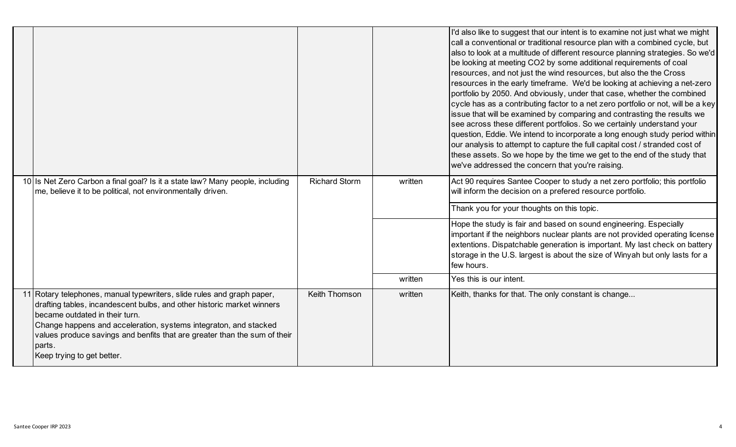| | | | |
|---|---|---|---|
| | | | I'd also like to suggest that our intent is to examine not just what we might call a conventional or traditional resource plan with a combined cycle, but also to look at a multitude of different resource planning strategies. So we'd be looking at meeting $CO_2$ by some additional requirements of coal resources, and not just the wind resources, but also the the Cross resources in the early timeframe. We'd be looking at achieving a net-zero portfolio by 2050. And obviously, under that case, whether the combined cycle has as a contributing factor to a net zero portfolio or not, will be a key issue that will be examined by comparing and contrasting the results we see across these different portfolios. So we certainly understand your question, Eddie. We intend to incorporate a long enough study period within our analysis to attempt to capture the full capital cost / stranded cost of these assets. So we hope by the time we get to the end of the study that we've addressed the concern that you're raising. |
| 10 Is Net Zero Carbon a final goal? Is it a state law? Many people, including me, believe it to be political, not environmentally driven. | Richard Storm | written | Act 90 requires Santee Cooper to study a net zero portfolio; this portfolio will inform the decision on a prefered resource portfolio. |
| | | | Thank you for your thoughts on this topic. |
| | | | Hope the study is fair and based on sound engineering. Especially important if the neighbors nuclear plants are not provided operating license extentions. Dispatchable generation is important. My last check on battery storage in the U.S. largest is about the size of Winyah but only lasts for a few hours. |
| | | written | Yes this is our intent. |
| 11 Rotary telephones, manual typewriters, slide rules and graph paper, drafting tables, incandescent bulbs, and other historic market winners became outdated in their turn.<br>Change happens and acceleration, systems integraton, and stacked values produce savings and benfits that are greater than the sum of their parts.<br>Keep trying to get better. | Keith Thomson | written | Keith, thanks for that. The only constant is change... |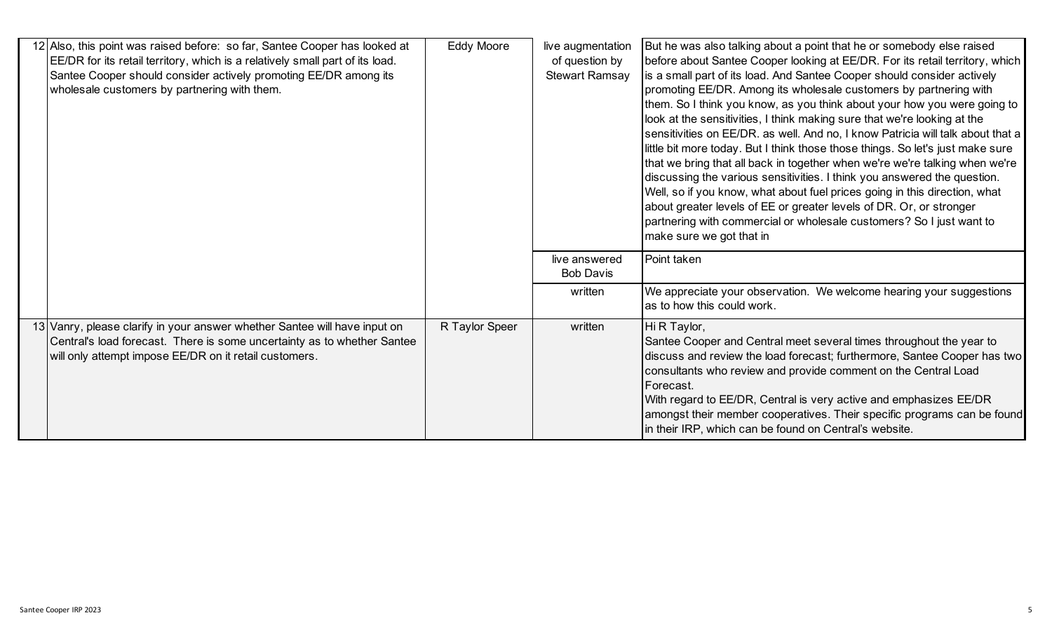| | | | | |
|---|---|---|---|---|
| 12 | Also, this point was raised before: so far, Santee Cooper has looked at EE/DR for its retail territory, which is a relatively small part of its load. Santee Cooper should consider actively promoting EE/DR among its wholesale customers by partnering with them. | Eddy Moore | live augmentation of question by Stewart Ramsay | But he was also talking about a point that he or somebody else raised before about Santee Cooper looking at EE/DR. For its retail territory, which is a small part of its load. And Santee Cooper should consider actively promoting EE/DR. Among its wholesale customers by partnering with them. So I think you know, as you think about your how you were going to look at the sensitivities, I think making sure that we're looking at the sensitivities on EE/DR. as well. And no, I know Patricia will talk about that a little bit more today. But I think those those things. So let's just make sure that we bring that all back in together when we're we're talking when we're discussing the various sensitivities. I think you answered the question. Well, so if you know, what about fuel prices going in this direction, what about greater levels of EE or greater levels of DR. Or, or stronger partnering with commercial or wholesale customers? So I just want to make sure we got that in |
| | | | live answered Bob Davis | Point taken |
| | | | written | We appreciate your observation. We welcome hearing your suggestions as to how this could work. |
| 13 | Vanry, please clarify in your answer whether Santee will have input on Central's load forecast. There is some uncertainty as to whether Santee will only attempt impose EE/DR on it retail customers. | R Taylor Speer | written | Hi R Taylor,<br>Santee Cooper and Central meet several times throughout the year to discuss and review the load forecast; furthermore, Santee Cooper has two consultants who review and provide comment on the Central Load Forecast.<br>With regard to EE/DR, Central is very active and emphasizes EE/DR amongst their member cooperatives. Their specific programs can be found in their IRP, which can be found on Central's website. |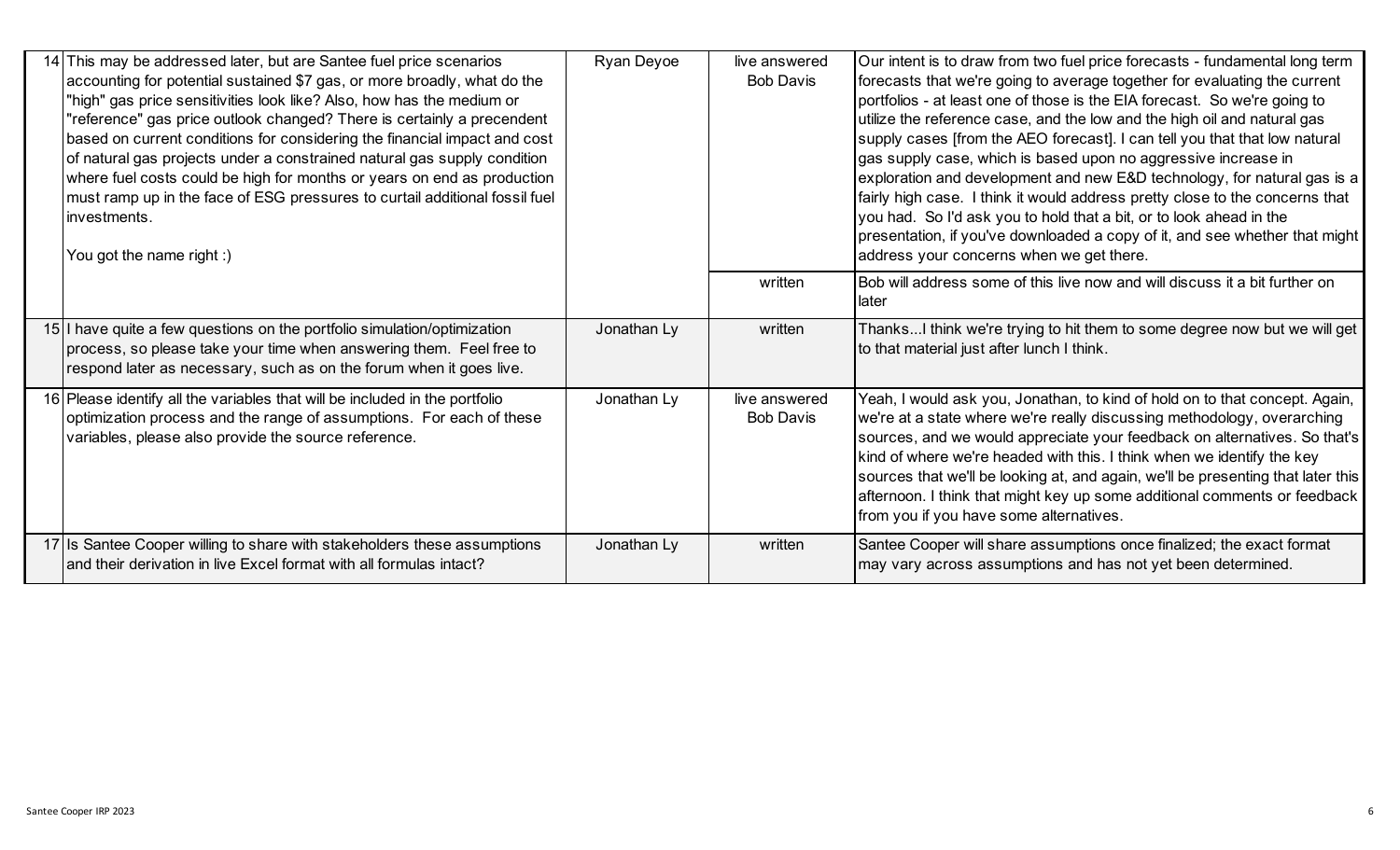| # | Question | Asked By | Response Type | Response |
|---|---|---|---|---|
| 14 | This may be addressed later, but are Santee fuel price scenarios accounting for potential sustained $7 gas, or more broadly, what do the "high" gas price sensitivities look like? Also, how has the medium or "reference" gas price outlook changed? There is certainly a precendent based on current conditions for considering the financial impact and cost of natural gas projects under a constrained natural gas supply condition where fuel costs could be high for months or years on end as production must ramp up in the face of ESG pressures to curtail additional fossil fuel investments.<br><br>You got the name right :) | Ryan Deyoe | live answered Bob Davis | Our intent is to draw from two fuel price forecasts - fundamental long term forecasts that we're going to average together for evaluating the current portfolios - at least one of those is the EIA forecast. So we're going to utilize the reference case, and the low and the high oil and natural gas supply cases [from the AEO forecast]. I can tell you that that low natural gas supply case, which is based upon no aggressive increase in exploration and development and new E&D technology, for natural gas is a fairly high case. I think it would address pretty close to the concerns that you had. So I'd ask you to hold that a bit, or to look ahead in the presentation, if you've downloaded a copy of it, and see whether that might address your concerns when we get there. |
| | | | written | Bob will address some of this live now and will discuss it a bit further on later |
| 15 | I have quite a few questions on the portfolio simulation/optimization process, so please take your time when answering them. Feel free to respond later as necessary, such as on the forum when it goes live. | Jonathan Ly | written | Thanks...I think we're trying to hit them to some degree now but we will get to that material just after lunch I think. |
| 16 | Please identify all the variables that will be included in the portfolio optimization process and the range of assumptions. For each of these variables, please also provide the source reference. | Jonathan Ly | live answered Bob Davis | Yeah, I would ask you, Jonathan, to kind of hold on to that concept. Again, we're at a state where we're really discussing methodology, overarching sources, and we would appreciate your feedback on alternatives. So that's kind of where we're headed with this. I think when we identify the key sources that we'll be looking at, and again, we'll be presenting that later this afternoon. I think that might key up some additional comments or feedback from you if you have some alternatives. |
| 17 | Is Santee Cooper willing to share with stakeholders these assumptions and their derivation in live Excel format with all formulas intact? | Jonathan Ly | written | Santee Cooper will share assumptions once finalized; the exact format may vary across assumptions and has not yet been determined. |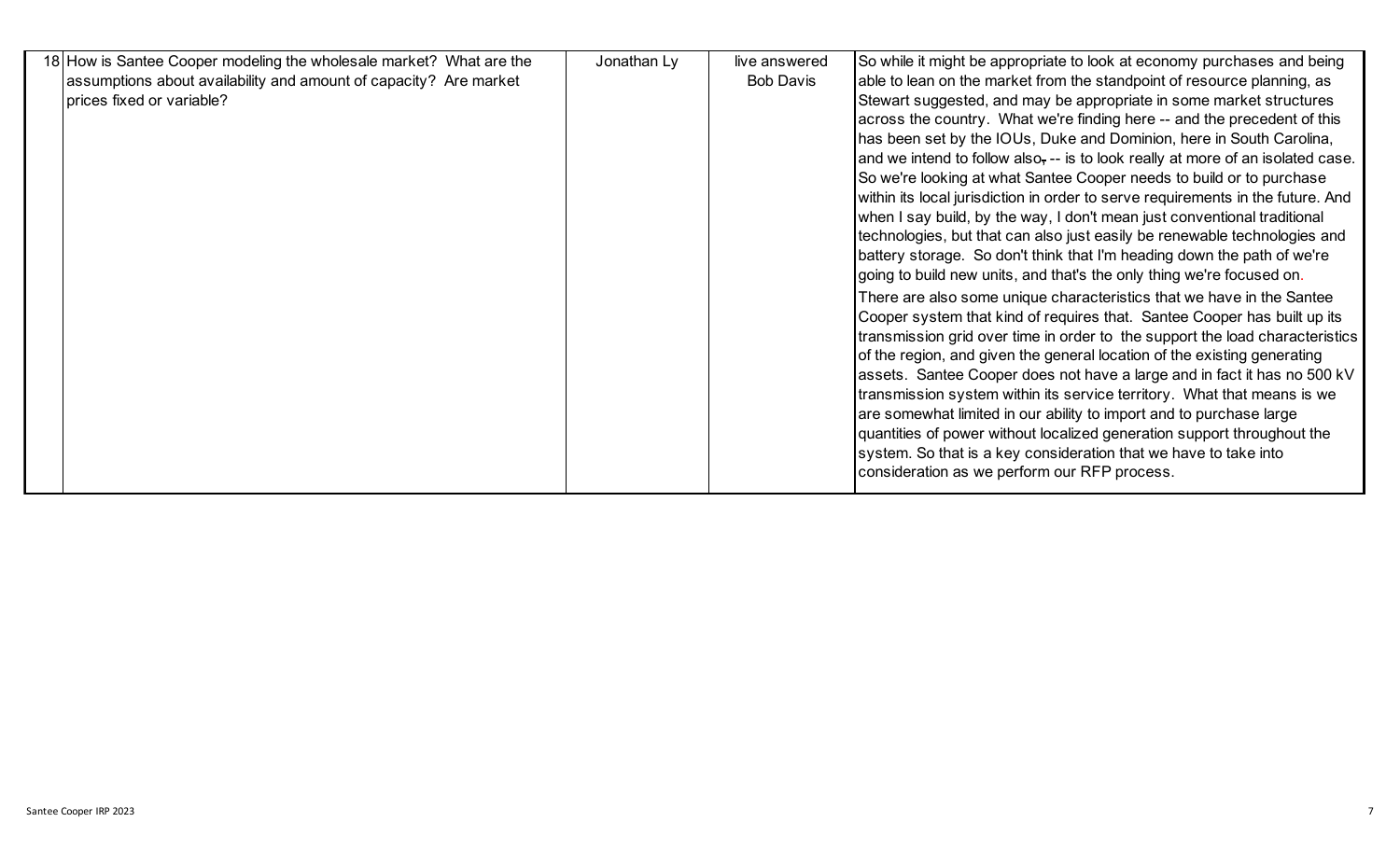| | | | |
|---|---|---|---|
| 18 | How is Santee Cooper modeling the wholesale market? What are the assumptions about availability and amount of capacity? Are market prices fixed or variable? | Jonathan Ly | live answered Bob Davis | So while it might be appropriate to look at economy purchases and being able to lean on the market from the standpoint of resource planning, as Stewart suggested, and may be appropriate in some market structures across the country. What we're finding here -- and the precedent of this has been set by the IOUs, Duke and Dominion, here in South Carolina, and we intend to follow also, -- is to look really at more of an isolated case. So we're looking at what Santee Cooper needs to build or to purchase within its local jurisdiction in order to serve requirements in the future. And when I say build, by the way, I don't mean just conventional traditional technologies, but that can also just easily be renewable technologies and battery storage. So don't think that I'm heading down the path of we're going to build new units, and that's the only thing we're focused on.<br><br>There are also some unique characteristics that we have in the Santee Cooper system that kind of requires that. Santee Cooper has built up its transmission grid over time in order to the support the load characteristics of the region, and given the general location of the existing generating assets. Santee Cooper does not have a large and in fact it has no 500 kV transmission system within its service territory. What that means is we are somewhat limited in our ability to import and to purchase large quantities of power without localized generation support throughout the system. So that is a key consideration that we have to take into consideration as we perform our RFP process. |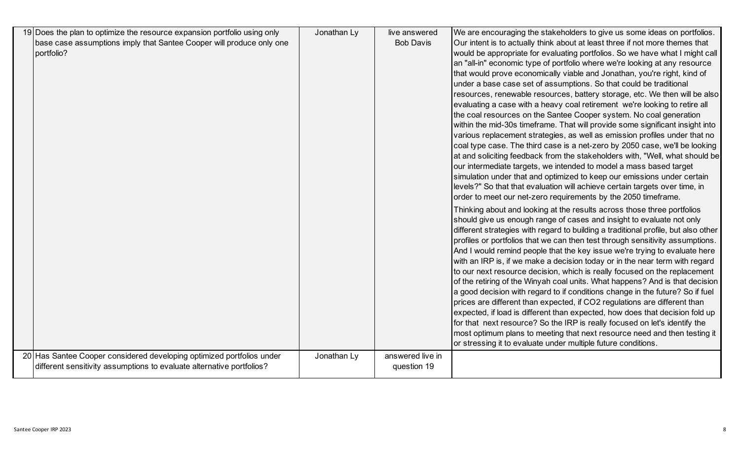| | | | | |
|---|---|---|---|---|
| 19 | Does the plan to optimize the resource expansion portfolio using only base case assumptions imply that Santee Cooper will produce only one portfolio? | Jonathan Ly | live answered Bob Davis | We are encouraging the stakeholders to give us some ideas on portfolios. Our intent is to actually think about at least three if not more themes that would be appropriate for evaluating portfolios. So we have what I might call an "all-in" economic type of portfolio where we're looking at any resource that would prove economically viable and Jonathan, you're right, kind of under a base case set of assumptions. So that could be traditional resources, renewable resources, battery storage, etc. We then will be also evaluating a case with a heavy coal retirement we're looking to retire all the coal resources on the Santee Cooper system. No coal generation within the mid-30s timeframe. That will provide some significant insight into various replacement strategies, as well as emission profiles under that no coal type case. The third case is a net-zero by 2050 case, we'll be looking at and soliciting feedback from the stakeholders with, "Well, what should be our intermediate targets, we intended to model a mass based target simulation under that and optimized to keep our emissions under certain levels?" So that that evaluation will achieve certain targets over time, in order to meet our net-zero requirements by the 2050 timeframe.<br><br>Thinking about and looking at the results across those three portfolios should give us enough range of cases and insight to evaluate not only different strategies with regard to building a traditional profile, but also other profiles or portfolios that we can then test through sensitivity assumptions. And I would remind people that the key issue we're trying to evaluate here with an IRP is, if we make a decision today or in the near term with regard to our next resource decision, which is really focused on the replacement of the retiring of the Winyah coal units. What happens? And is that decision a good decision with regard to if conditions change in the future? So if fuel prices are different than expected, if CO2 regulations are different than expected, if load is different than expected, how does that decision fold up for that next resource? So the IRP is really focused on let's identify the most optimum plans to meeting that next resource need and then testing it or stressing it to evaluate under multiple future conditions. |
| 20 | Has Santee Cooper considered developing optimized portfolios under different sensitivity assumptions to evaluate alternative portfolios? | Jonathan Ly | answered live in question 19 | |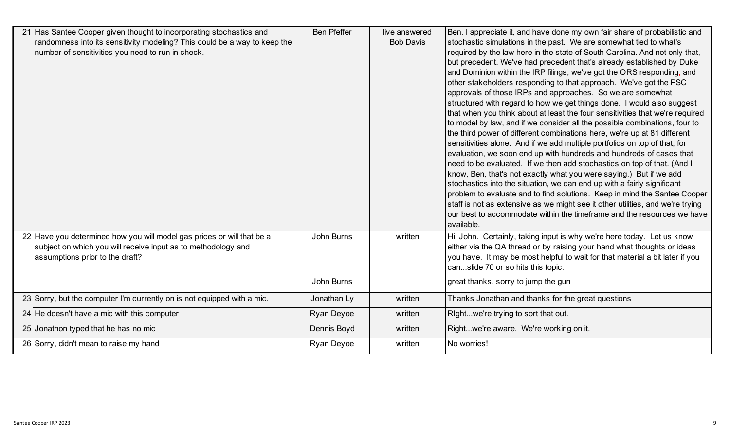| # | Question | Name | Type | Response |
|---|---|---|---|---|
| 21 | Has Santee Cooper given thought to incorporating stochastics and randomness into its sensitivity modeling? This could be a way to keep the number of sensitivities you need to run in check. | Ben Pfeffer | live answered Bob Davis | Ben, I appreciate it, and have done my own fair share of probabilistic and stochastic simulations in the past. We are somewhat tied to what's required by the law here in the state of South Carolina. And not only that, but precedent. We've had precedent that's already established by Duke and Dominion within the IRP filings, we've got the ORS responding, and other stakeholders responding to that approach. We've got the PSC approvals of those IRPs and approaches. So we are somewhat structured with regard to how we get things done. I would also suggest that when you think about at least the four sensitivities that we're required to model by law, and if we consider all the possible combinations, four to the third power of different combinations here, we're up at 81 different sensitivities alone. And if we add multiple portfolios on top of that, for evaluation, we soon end up with hundreds and hundreds of cases that need to be evaluated. If we then add stochastics on top of that. (And I know, Ben, that's not exactly what you were saying.) But if we add stochastics into the situation, we can end up with a fairly significant problem to evaluate and to find solutions. Keep in mind the Santee Cooper staff is not as extensive as we might see it other utilities, and we're trying our best to accommodate within the timeframe and the resources we have available. |
| 22 | Have you determined how you will model gas prices or will that be a subject on which you will receive input as to methodology and assumptions prior to the draft? | John Burns | written | Hi, John. Certainly, taking input is why we're here today. Let us know either via the QA thread or by raising your hand what thoughts or ideas you have. It may be most helpful to wait for that material a bit later if you can...slide 70 or so hits this topic. |
| | | John Burns | | great thanks. sorry to jump the gun |
| 23 | Sorry, but the computer I'm currently on is not equipped with a mic. | Jonathan Ly | written | Thanks Jonathan and thanks for the great questions |
| 24 | He doesn't have a mic with this computer | Ryan Deyoe | written | RIght...we're trying to sort that out. |
| 25 | Jonathon typed that he has no mic | Dennis Boyd | written | Right...we're aware. We're working on it. |
| 26 | Sorry, didn't mean to raise my hand | Ryan Deyoe | written | No worries! |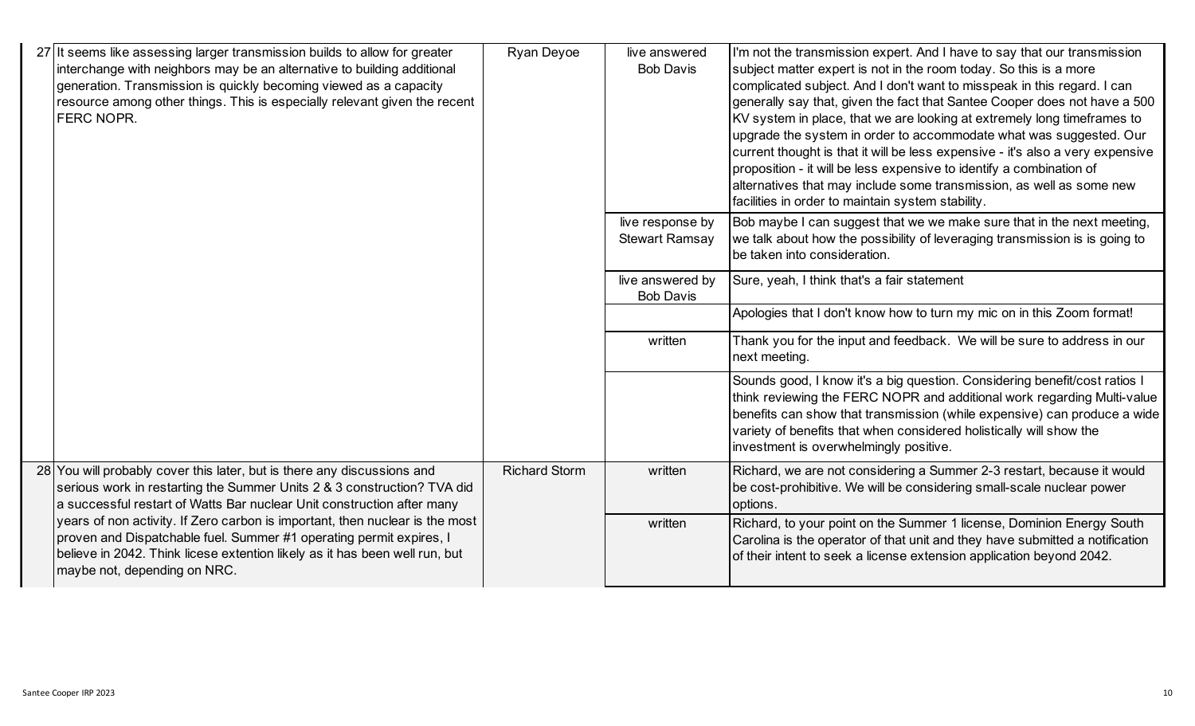| | | | | |
|---|---|---|---|---|
| 27 | It seems like assessing larger transmission builds to allow for greater interchange with neighbors may be an alternative to building additional generation. Transmission is quickly becoming viewed as a capacity resource among other things. This is especially relevant given the recent FERC NOPR. | Ryan Deyoe | live answered Bob Davis | I'm not the transmission expert. And I have to say that our transmission subject matter expert is not in the room today. So this is a more complicated subject. And I don't want to misspeak in this regard. I can generally say that, given the fact that Santee Cooper does not have a 500 KV system in place, that we are looking at extremely long timeframes to upgrade the system in order to accommodate what was suggested. Our current thought is that it will be less expensive - it's also a very expensive proposition - it will be less expensive to identify a combination of alternatives that may include some transmission, as well as some new facilities in order to maintain system stability. |
| | | | live response by Stewart Ramsay | Bob maybe I can suggest that we we make sure that in the next meeting, we talk about how the possibility of leveraging transmission is is going to be taken into consideration. |
| | | | live answered by Bob Davis | Sure, yeah, I think that's a fair statement |
| | | | | Apologies that I don't know how to turn my mic on in this Zoom format! |
| | | | written | Thank you for the input and feedback. We will be sure to address in our next meeting. |
| | | | | Sounds good, I know it's a big question. Considering benefit/cost ratios I think reviewing the FERC NOPR and additional work regarding Multi-value benefits can show that transmission (while expensive) can produce a wide variety of benefits that when considered holistically will show the investment is overwhelmingly positive. |
| 28 | You will probably cover this later, but is there any discussions and serious work in restarting the Summer Units 2 & 3 construction? TVA did a successful restart of Watts Bar nuclear Unit construction after many years of non activity. If Zero carbon is important, then nuclear is the most proven and Dispatchable fuel. Summer #1 operating permit expires, I believe in 2042. Think licese extention likely as it has been well run, but maybe not, depending on NRC. | Richard Storm | written | Richard, we are not considering a Summer 2-3 restart, because it would be cost-prohibitive. We will be considering small-scale nuclear power options. |
| | | | written | Richard, to your point on the Summer 1 license, Dominion Energy South Carolina is the operator of that unit and they have submitted a notification of their intent to seek a license extension application beyond 2042. |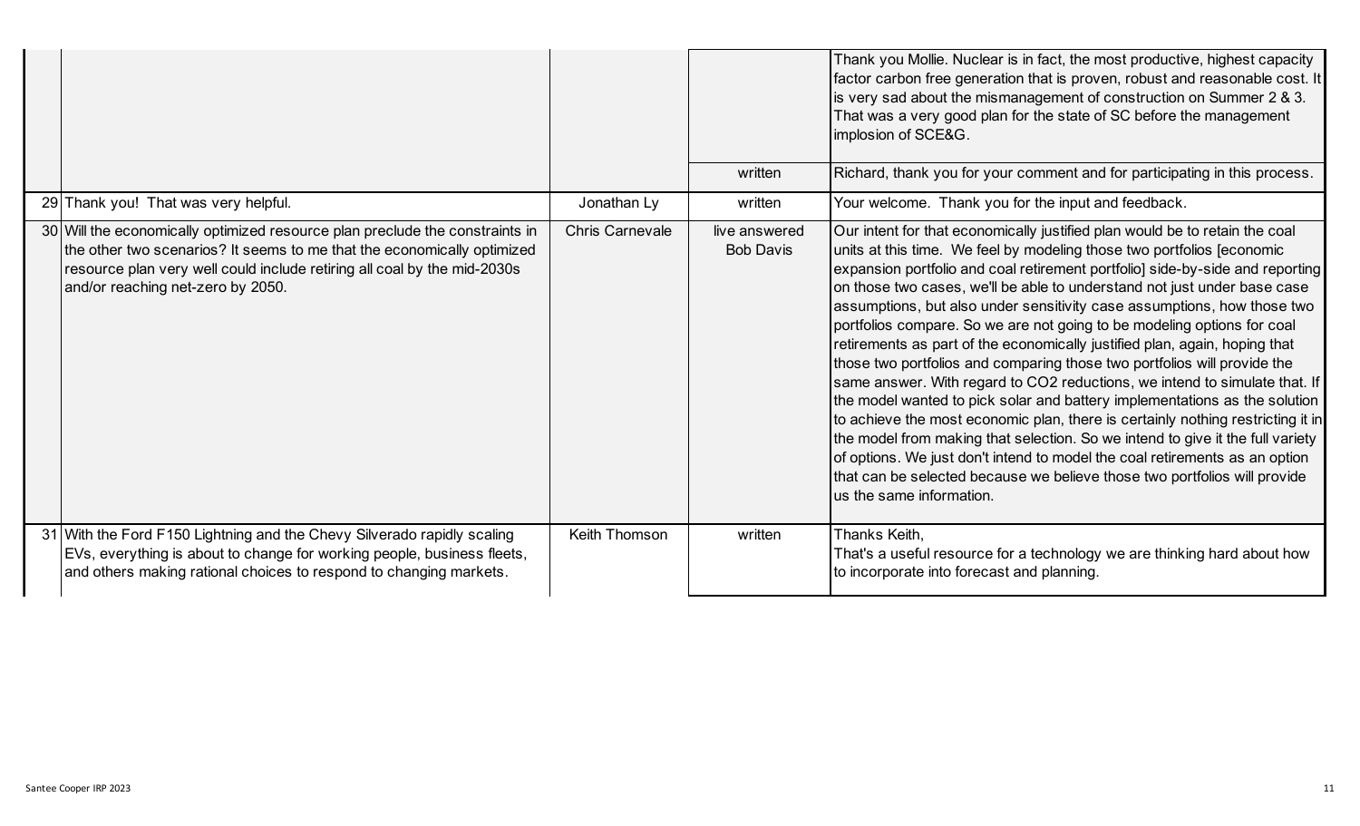| | | | | |
|---|---|---|---|---|
| | | | | Thank you Mollie. Nuclear is in fact, the most productive, highest capacity factor carbon free generation that is proven, robust and reasonable cost. It is very sad about the mismanagement of construction on Summer 2 & 3. That was a very good plan for the state of SC before the management implosion of SCE&G. |
| | | | written | Richard, thank you for your comment and for participating in this process. |
| 29 | Thank you! That was very helpful. | Jonathan Ly | written | Your welcome. Thank you for the input and feedback. |
| 30 | Will the economically optimized resource plan preclude the constraints in the other two scenarios? It seems to me that the economically optimized resource plan very well could include retiring all coal by the mid-2030s and/or reaching net-zero by 2050. | Chris Carnevale | live answered Bob Davis | Our intent for that economically justified plan would be to retain the coal units at this time. We feel by modeling those two portfolios [economic expansion portfolio and coal retirement portfolio] side-by-side and reporting on those two cases, we'll be able to understand not just under base case assumptions, but also under sensitivity case assumptions, how those two portfolios compare. So we are not going to be modeling options for coal retirements as part of the economically justified plan, again, hoping that those two portfolios and comparing those two portfolios will provide the same answer. With regard to CO2 reductions, we intend to simulate that. If the model wanted to pick solar and battery implementations as the solution to achieve the most economic plan, there is certainly nothing restricting it in the model from making that selection. So we intend to give it the full variety of options. We just don't intend to model the coal retirements as an option that can be selected because we believe those two portfolios will provide us the same information. |
| 31 | With the Ford F150 Lightning and the Chevy Silverado rapidly scaling EVs, everything is about to change for working people, business fleets, and others making rational choices to respond to changing markets. | Keith Thomson | written | Thanks Keith,<br>That's a useful resource for a technology we are thinking hard about how to incorporate into forecast and planning. |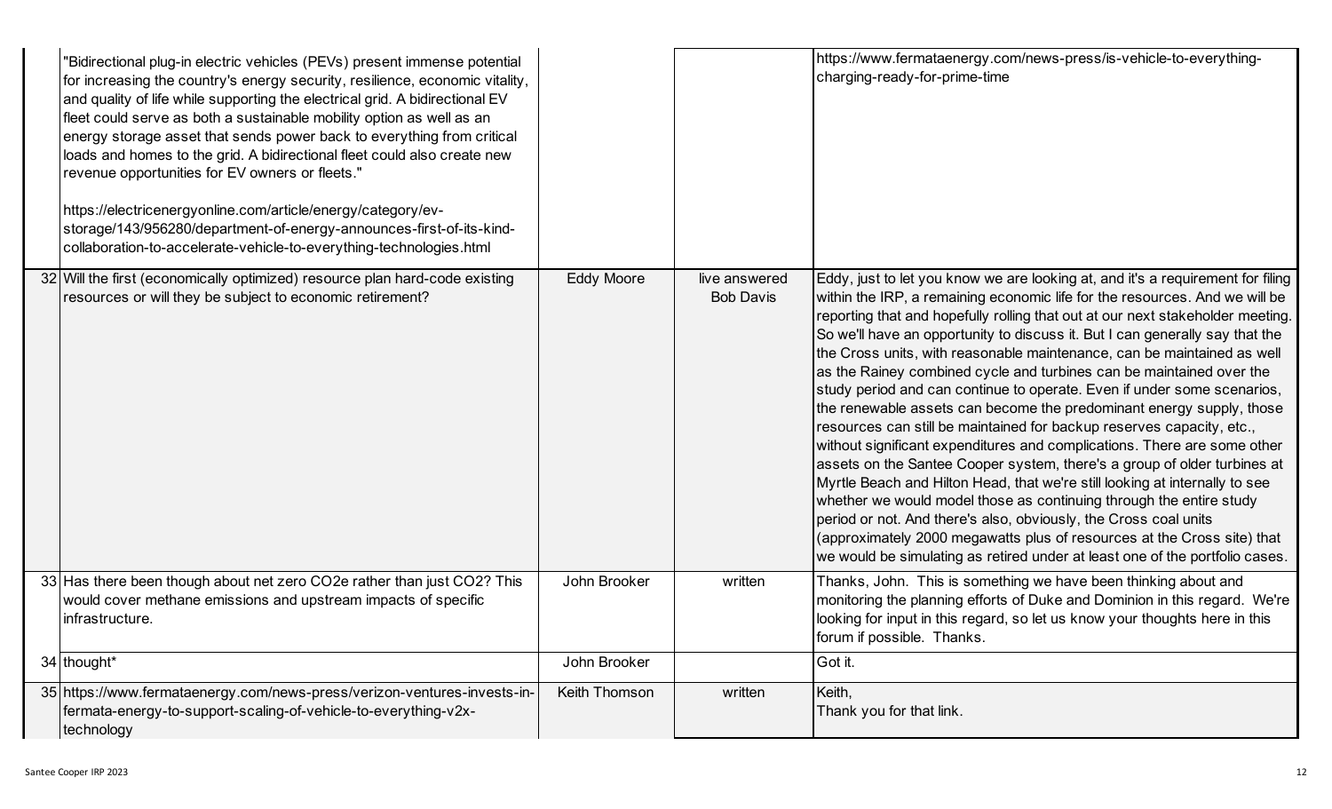| # | Question/Comment | Name | Response Type | Response |
|---|---|---|---|---|
| | "Bidirectional plug-in electric vehicles (PEVs) present immense potential for increasing the country's energy security, resilience, economic vitality, and quality of life while supporting the electrical grid. A bidirectional EV fleet could serve as both a sustainable mobility option as well as an energy storage asset that sends power back to everything from critical loads and homes to the grid. A bidirectional fleet could also create new revenue opportunities for EV owners or fleets."<br><br>https://electricenergyonline.com/article/energy/category/ev-storage/143/956280/department-of-energy-announces-first-of-its-kind-collaboration-to-accelerate-vehicle-to-everything-technologies.html | | | https://www.fermataenergy.com/news-press/is-vehicle-to-everything-charging-ready-for-prime-time |
| 32 | Will the first (economically optimized) resource plan hard-code existing resources or will they be subject to economic retirement? | Eddy Moore | live answered Bob Davis | Eddy, just to let you know we are looking at, and it's a requirement for filing within the IRP, a remaining economic life for the resources. And we will be reporting that and hopefully rolling that out at our next stakeholder meeting. So we'll have an opportunity to discuss it. But I can generally say that the the Cross units, with reasonable maintenance, can be maintained as well as the Rainey combined cycle and turbines can be maintained over the study period and can continue to operate. Even if under some scenarios, the renewable assets can become the predominant energy supply, those resources can still be maintained for backup reserves capacity, etc., without significant expenditures and complications. There are some other assets on the Santee Cooper system, there's a group of older turbines at Myrtle Beach and Hilton Head, that we're still looking at internally to see whether we would model those as continuing through the entire study period or not. And there's also, obviously, the Cross coal units (approximately 2000 megawatts plus of resources at the Cross site) that we would be simulating as retired under at least one of the portfolio cases. |
| 33 | Has there been though about net zero CO2e rather than just CO2? This would cover methane emissions and upstream impacts of specific infrastructure. | John Brooker | written | Thanks, John. This is something we have been thinking about and monitoring the planning efforts of Duke and Dominion in this regard. We're looking for input in this regard, so let us know your thoughts here in this forum if possible. Thanks. |
| 34 | thought* | John Brooker | | Got it. |
| 35 | https://www.fermataenergy.com/news-press/verizon-ventures-invests-in-fermata-energy-to-support-scaling-of-vehicle-to-everything-v2x-technology | Keith Thomson | written | Keith,<br>Thank you for that link. |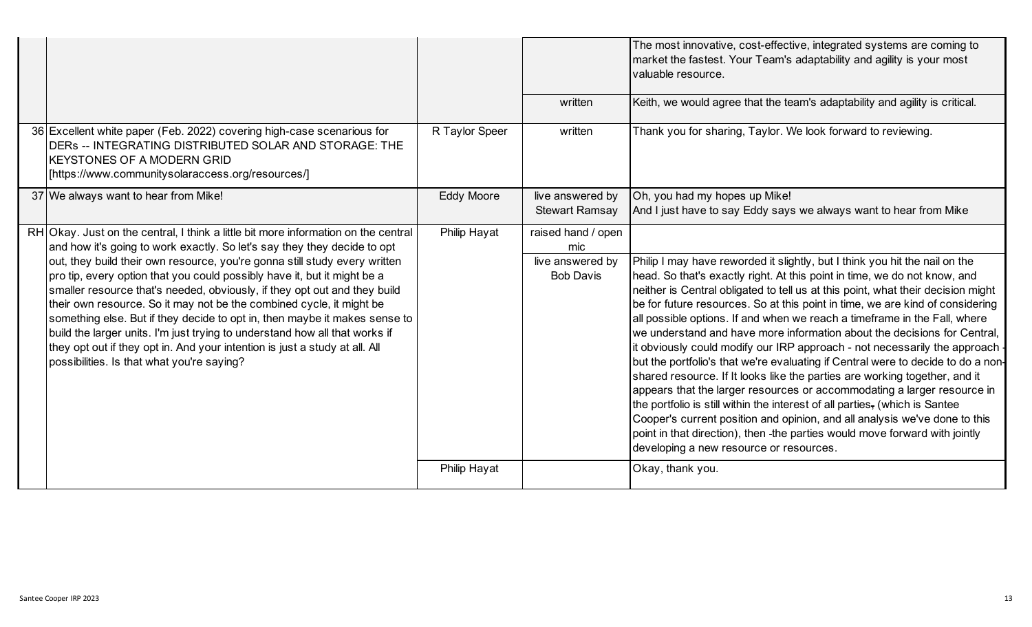| | | | | |
|---|---|---|---|---|
| | | | | The most innovative, cost-effective, integrated systems are coming to market the fastest. Your Team's adaptability and agility is your most valuable resource. |
| | | | written | Keith, we would agree that the team's adaptability and agility is critical. |
| 36 | Excellent white paper (Feb. 2022) covering high-case scenarious for DERs -- INTEGRATING DISTRIBUTED SOLAR AND STORAGE: THE KEYSTONES OF A MODERN GRID [https://www.communitysolaraccess.org/resources/] | R Taylor Speer | written | Thank you for sharing, Taylor. We look forward to reviewing. |
| 37 | We always want to hear from Mike! | Eddy Moore | live answered by Stewart Ramsay | Oh, you had my hopes up Mike! And I just have to say Eddy says we always want to hear from Mike |
| RH | Okay. Just on the central, I think a little bit more information on the central and how it's going to work exactly. So let's say they they decide to opt out, they build their own resource, you're gonna still study every written pro tip, every option that you could possibly have it, but it might be a smaller resource that's needed, obviously, if they opt out and they build their own resource. So it may not be the combined cycle, it might be something else. But if they decide to opt in, then maybe it makes sense to build the larger units. I'm just trying to understand how all that works if they opt out if they opt in. And your intention is just a study at all. All possibilities. Is that what you're saying? | Philip Hayat | raised hand / open mic | |
| | | | live answered by Bob Davis | Philip I may have reworded it slightly, but I think you hit the nail on the head. So that's exactly right. At this point in time, we do not know, and neither is Central obligated to tell us at this point, what their decision might be for future resources. So at this point in time, we are kind of considering all possible options. If and when we reach a timeframe in the Fall, where we understand and have more information about the decisions for Central, it obviously could modify our IRP approach - not necessarily the approach - but the portfolio's that we're evaluating if Central were to decide to do a non-shared resource. If It looks like the parties are working together, and it appears that the larger resources or accommodating a larger resource in the portfolio is still within the interest of all parties, (which is Santee Cooper's current position and opinion, and all analysis we've done to this point in that direction), then the parties would move forward with jointly developing a new resource or resources. |
| | | Philip Hayat | | Okay, thank you. |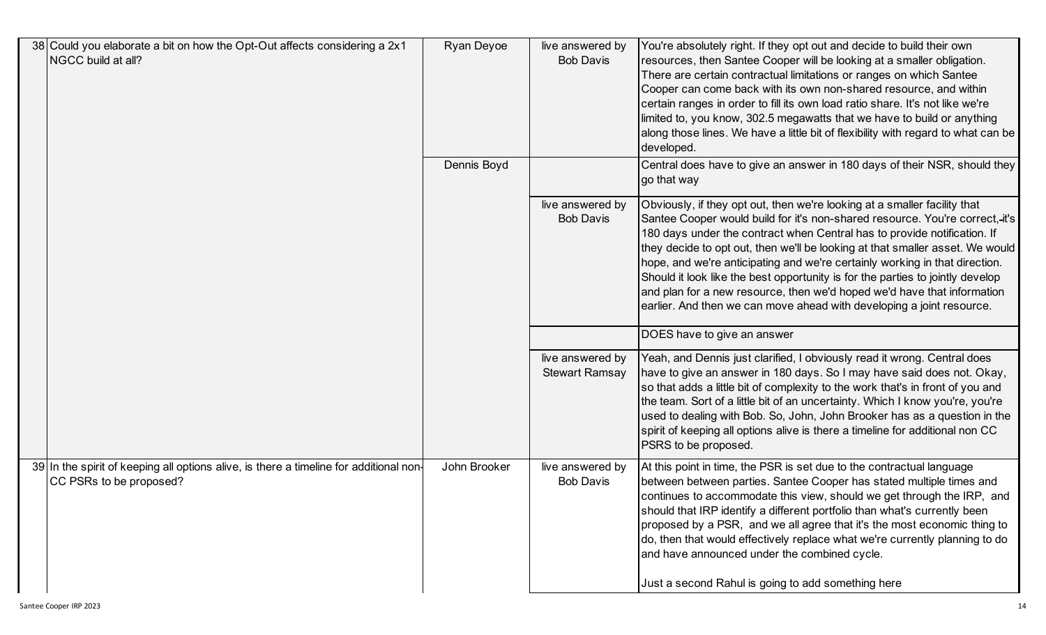| | | | | |
|---|---|---|---|---|
| 38 | Could you elaborate a bit on how the Opt-Out affects considering a 2x1 NGCC build at all? | Ryan Deyoe | live answered by Bob Davis | You're absolutely right. If they opt out and decide to build their own resources, then Santee Cooper will be looking at a smaller obligation. There are certain contractual limitations or ranges on which Santee Cooper can come back with its own non-shared resource, and within certain ranges in order to fill its own load ratio share. It's not like we're limited to, you know, 302.5 megawatts that we have to build or anything along those lines. We have a little bit of flexibility with regard to what can be developed. |
| | | Dennis Boyd | | Central does have to give an answer in 180 days of their NSR, should they go that way |
| | | | live answered by Bob Davis | Obviously, if they opt out, then we're looking at a smaller facility that Santee Cooper would build for it's non-shared resource. You're correct, it's 180 days under the contract when Central has to provide notification. If they decide to opt out, then we'll be looking at that smaller asset. We would hope, and we're anticipating and we're certainly working in that direction. Should it look like the best opportunity is for the parties to jointly develop and plan for a new resource, then we'd hoped we'd have that information earlier. And then we can move ahead with developing a joint resource. |
| | | | | DOES have to give an answer |
| | | | live answered by Stewart Ramsay | Yeah, and Dennis just clarified, I obviously read it wrong. Central does have to give an answer in 180 days. So I may have said does not. Okay, so that adds a little bit of complexity to the work that's in front of you and the team. Sort of a little bit of an uncertainty. Which I know you're, you're used to dealing with Bob. So, John, John Brooker has as a question in the spirit of keeping all options alive is there a timeline for additional non CC PSRS to be proposed. |
| 39 | In the spirit of keeping all options alive, is there a timeline for additional non-CC PSRs to be proposed? | John Brooker | live answered by Bob Davis | At this point in time, the PSR is set due to the contractual language between between parties. Santee Cooper has stated multiple times and continues to accommodate this view, should we get through the IRP, and should that IRP identify a different portfolio than what's currently been proposed by a PSR, and we all agree that it's the most economic thing to do, then that would effectively replace what we're currently planning to do and have announced under the combined cycle.<br><br>Just a second Rahul is going to add something here |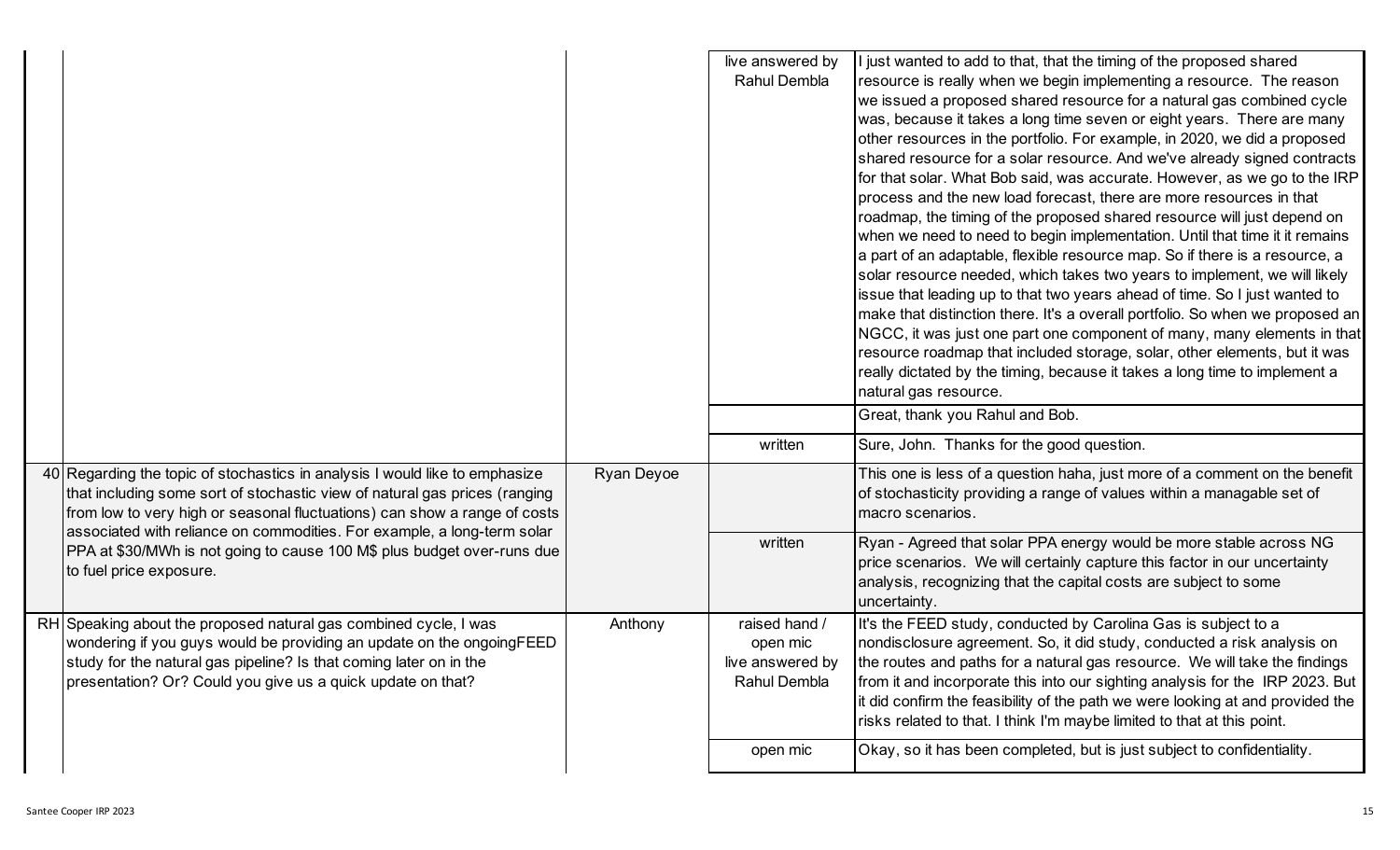| | | | | |
|---|---|---|---|---|
| | | | live answered by Rahul Dembla | I just wanted to add to that, that the timing of the proposed shared resource is really when we begin implementing a resource. The reason we issued a proposed shared resource for a natural gas combined cycle was, because it takes a long time seven or eight years. There are many other resources in the portfolio. For example, in 2020, we did a proposed shared resource for a solar resource. And we've already signed contracts for that solar. What Bob said, was accurate. However, as we go to the IRP process and the new load forecast, there are more resources in that roadmap, the timing of the proposed shared resource will just depend on when we need to need to begin implementation. Until that time it it remains a part of an adaptable, flexible resource map. So if there is a resource, a solar resource needed, which takes two years to implement, we will likely issue that leading up to that two years ahead of time. So I just wanted to make that distinction there. It's a overall portfolio. So when we proposed an NGCC, it was just one part one component of many, many elements in that resource roadmap that included storage, solar, other elements, but it was really dictated by the timing, because it takes a long time to implement a natural gas resource. |
| | | | | Great, thank you Rahul and Bob. |
| | | | written | Sure, John. Thanks for the good question. |
| 40 | Regarding the topic of stochastics in analysis I would like to emphasize that including some sort of stochastic view of natural gas prices (ranging from low to very high or seasonal fluctuations) can show a range of costs associated with reliance on commodities. For example, a long-term solar PPA at $30/MWh is not going to cause 100 M$ plus budget over-runs due to fuel price exposure. | Ryan Deyoe | | This one is less of a question haha, just more of a comment on the benefit of stochasticity providing a range of values within a managable set of macro scenarios. |
| | | | written | Ryan - Agreed that solar PPA energy would be more stable across NG price scenarios. We will certainly capture this factor in our uncertainty analysis, recognizing that the capital costs are subject to some uncertainty. |
| RH | Speaking about the proposed natural gas combined cycle, I was wondering if you guys would be providing an update on the ongoingFEED study for the natural gas pipeline? Is that coming later on in the presentation? Or? Could you give us a quick update on that? | Anthony | raised hand / open mic live answered by Rahul Dembla | It's the FEED study, conducted by Carolina Gas is subject to a nondisclosure agreement. So, it did study, conducted a risk analysis on the routes and paths for a natural gas resource. We will take the findings from it and incorporate this into our sighting analysis for the IRP 2023. But it did confirm the feasibility of the path we were looking at and provided the risks related to that. I think I'm maybe limited to that at this point. |
| | | | open mic | Okay, so it has been completed, but is just subject to confidentiality. |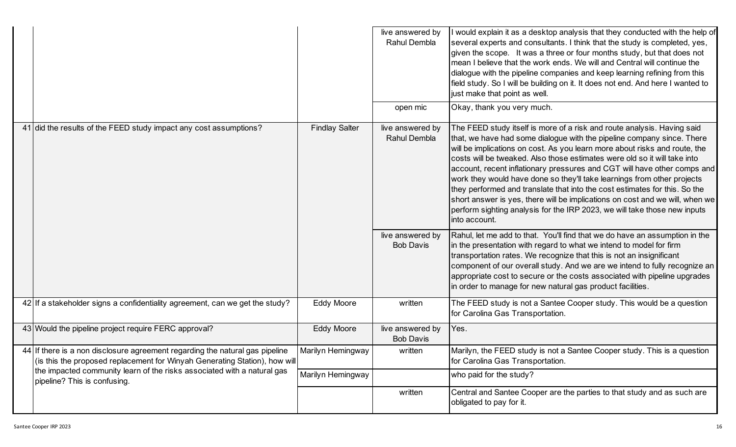| # | Question | Asked by | Response type | Response |
|---|---|---|---|---|
| | | | live answered by Rahul Dembla | I would explain it as a desktop analysis that they conducted with the help of several experts and consultants. I think that the study is completed, yes, given the scope. It was a three or four months study, but that does not mean I believe that the work ends. We will and Central will continue the dialogue with the pipeline companies and keep learning refining from this field study. So I will be building on it. It does not end. And here I wanted to just make that point as well. |
| | | | open mic | Okay, thank you very much. |
| 41 | did the results of the FEED study impact any cost assumptions? | Findlay Salter | live answered by Rahul Dembla | The FEED study itself is more of a risk and route analysis. Having said that, we have had some dialogue with the pipeline company since. There will be implications on cost. As you learn more about risks and route, the costs will be tweaked. Also those estimates were old so it will take into account, recent inflationary pressures and CGT will have other comps and work they would have done so they'll take learnings from other projects they performed and translate that into the cost estimates for this. So the short answer is yes, there will be implications on cost and we will, when we perform sighting analysis for the IRP 2023, we will take those new inputs into account. |
| | | | live answered by Bob Davis | Rahul, let me add to that. You'll find that we do have an assumption in the in the presentation with regard to what we intend to model for firm transportation rates. We recognize that this is not an insignificant component of our overall study. And we are are we intend to fully recognize an appropriate cost to secure or the costs associated with pipeline upgrades in order to manage for new natural gas product facilities. |
| 42 | If a stakeholder signs a confidentiality agreement, can we get the study? | Eddy Moore | written | The FEED study is not a Santee Cooper study. This would be a question for Carolina Gas Transportation. |
| 43 | Would the pipeline project require FERC approval? | Eddy Moore | live answered by Bob Davis | Yes. |
| 44 | If there is a non disclosure agreement regarding the natural gas pipeline (is this the proposed replacement for Winyah Generating Station), how will the impacted community learn of the risks associated with a natural gas pipeline? This is confusing. | Marilyn Hemingway | written | Marilyn, the FEED study is not a Santee Cooper study. This is a question for Carolina Gas Transportation. |
| | | Marilyn Hemingway | | who paid for the study? |
| | | | written | Central and Santee Cooper are the parties to that study and as such are obligated to pay for it. |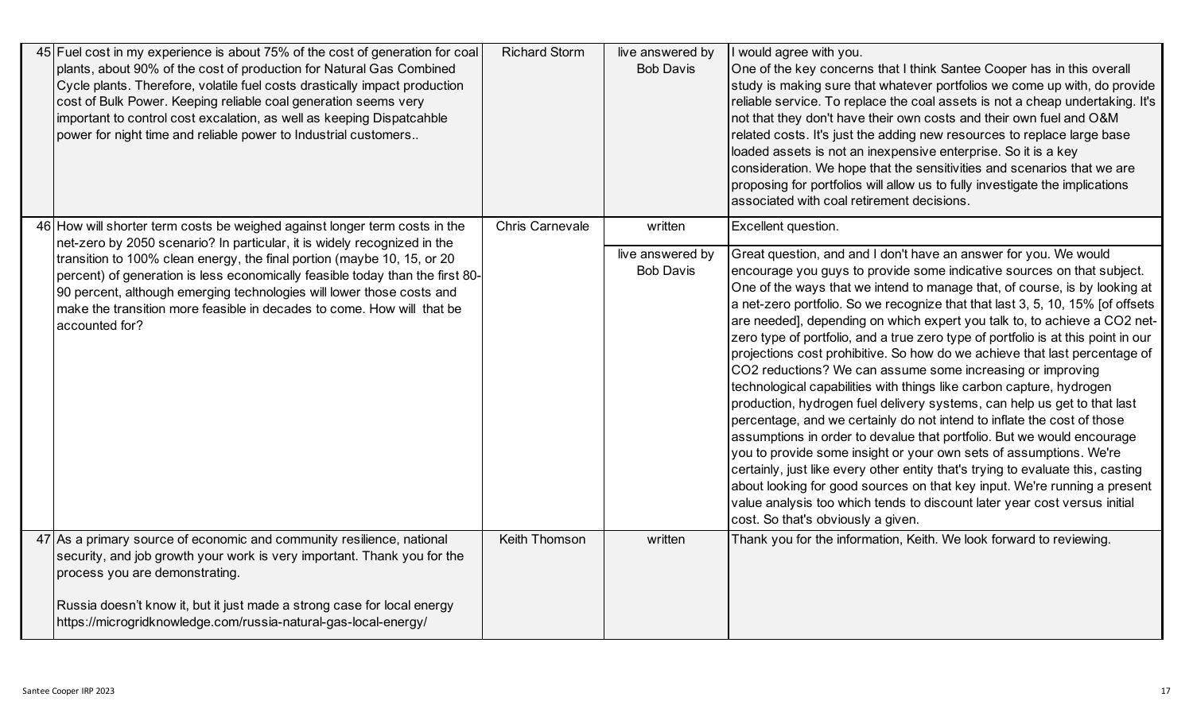| # | Question/Comment | Name | Response Type | Response |
|---|---|---|---|---|
| 45 | Fuel cost in my experience is about 75% of the cost of generation for coal plants, about 90% of the cost of production for Natural Gas Combined Cycle plants. Therefore, volatile fuel costs drastically impact production cost of Bulk Power. Keeping reliable coal generation seems very important to control cost excalation, as well as keeping Dispatcahble power for night time and reliable power to Industrial customers.. | Richard Storm | live answered by Bob Davis | I would agree with you. One of the key concerns that I think Santee Cooper has in this overall study is making sure that whatever portfolios we come up with, do provide reliable service. To replace the coal assets is not a cheap undertaking. It's not that they don't have their own costs and their own fuel and O&M related costs. It's just the adding new resources to replace large base loaded assets is not an inexpensive enterprise. So it is a key consideration. We hope that the sensitivities and scenarios that we are proposing for portfolios will allow us to fully investigate the implications associated with coal retirement decisions. |
| 46 | How will shorter term costs be weighed against longer term costs in the net-zero by 2050 scenario? In particular, it is widely recognized in the transition to 100% clean energy, the final portion (maybe 10, 15, or 20 percent) of generation is less economically feasible today than the first 80-90 percent, although emerging technologies will lower those costs and make the transition more feasible in decades to come. How will that be accounted for? | Chris Carnevale | written | Excellent question. |
| | | | live answered by Bob Davis | Great question, and and I don't have an answer for you. We would encourage you guys to provide some indicative sources on that subject. One of the ways that we intend to manage that, of course, is by looking at a net-zero portfolio. So we recognize that that last 3, 5, 10, 15% [of offsets are needed], depending on which expert you talk to, to achieve a CO2 net-zero type of portfolio, and a true zero type of portfolio is at this point in our projections cost prohibitive. So how do we achieve that last percentage of CO2 reductions? We can assume some increasing or improving technological capabilities with things like carbon capture, hydrogen production, hydrogen fuel delivery systems, can help us get to that last percentage, and we certainly do not intend to inflate the cost of those assumptions in order to devalue that portfolio. But we would encourage you to provide some insight or your own sets of assumptions. We're certainly, just like every other entity that's trying to evaluate this, casting about looking for good sources on that key input. We're running a present value analysis too which tends to discount later year cost versus initial cost. So that's obviously a given. |
| 47 | As a primary source of economic and community resilience, national security, and job growth your work is very important. Thank you for the process you are demonstrating.<br><br>Russia doesn't know it, but it just made a strong case for local energy https://microgridknowledge.com/russia-natural-gas-local-energy/ | Keith Thomson | written | Thank you for the information, Keith. We look forward to reviewing. |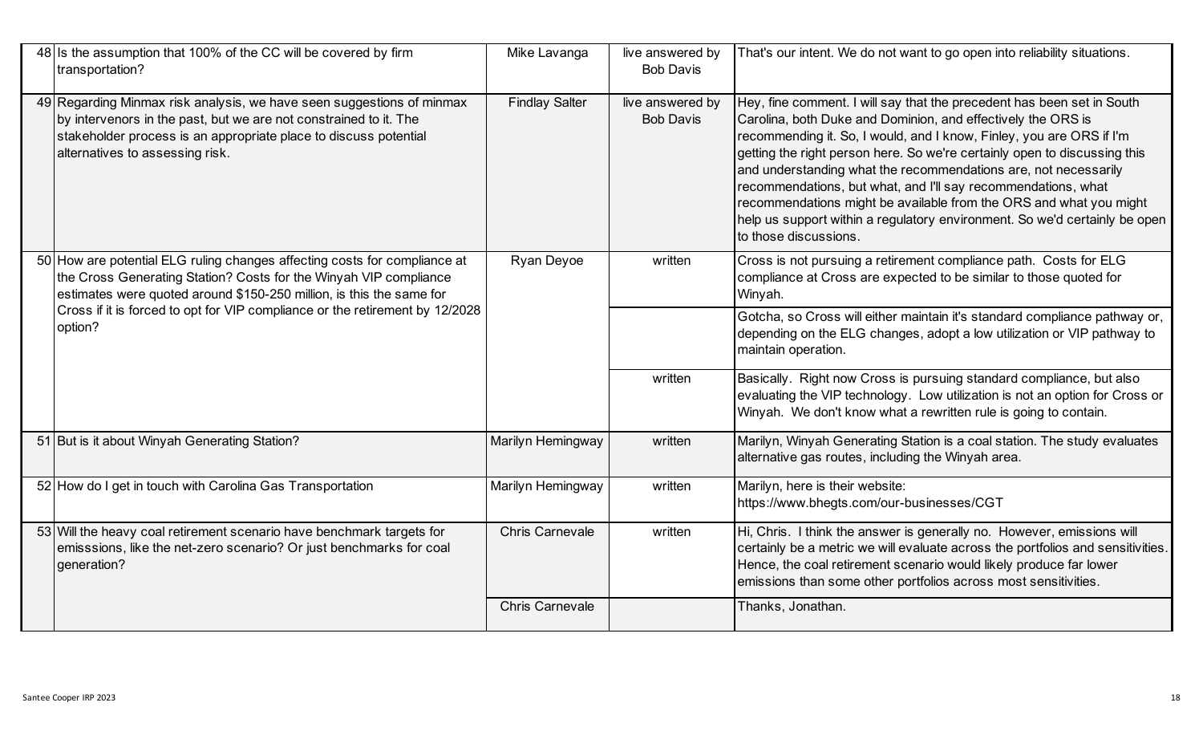| # | Question | Asked by | Response type | Response |
|---|---|---|---|---|
| 48 | Is the assumption that 100% of the CC will be covered by firm transportation? | Mike Lavanga | live answered by Bob Davis | That's our intent. We do not want to go open into reliability situations. |
| 49 | Regarding Minmax risk analysis, we have seen suggestions of minmax by intervenors in the past, but we are not constrained to it. The stakeholder process is an appropriate place to discuss potential alternatives to assessing risk. | Findlay Salter | live answered by Bob Davis | Hey, fine comment. I will say that the precedent has been set in South Carolina, both Duke and Dominion, and effectively the ORS is recommending it. So, I would, and I know, Finley, you are ORS if I'm getting the right person here. So we're certainly open to discussing this and understanding what the recommendations are, not necessarily recommendations, but what, and I'll say recommendations, what recommendations might be available from the ORS and what you might help us support within a regulatory environment. So we'd certainly be open to those discussions. |
| 50 | How are potential ELG ruling changes affecting costs for compliance at the Cross Generating Station? Costs for the Winyah VIP compliance estimates were quoted around $150-250 million, is this the same for Cross if it is forced to opt for VIP compliance or the retirement by 12/2028 option? | Ryan Deyoe | written | Cross is not pursuing a retirement compliance path. Costs for ELG compliance at Cross are expected to be similar to those quoted for Winyah. |
| | | | | Gotcha, so Cross will either maintain it's standard compliance pathway or, depending on the ELG changes, adopt a low utilization or VIP pathway to maintain operation. |
| | | | written | Basically. Right now Cross is pursuing standard compliance, but also evaluating the VIP technology. Low utilization is not an option for Cross or Winyah. We don't know what a rewritten rule is going to contain. |
| 51 | But is it about Winyah Generating Station? | Marilyn Hemingway | written | Marilyn, Winyah Generating Station is a coal station. The study evaluates alternative gas routes, including the Winyah area. |
| 52 | How do I get in touch with Carolina Gas Transportation | Marilyn Hemingway | written | Marilyn, here is their website: https://www.bhegts.com/our-businesses/CGT |
| 53 | Will the heavy coal retirement scenario have benchmark targets for emisssions, like the net-zero scenario? Or just benchmarks for coal generation? | Chris Carnevale | written | Hi, Chris. I think the answer is generally no. However, emissions will certainly be a metric we will evaluate across the portfolios and sensitivities. Hence, the coal retirement scenario would likely produce far lower emissions than some other portfolios across most sensitivities. |
| | | Chris Carnevale | | Thanks, Jonathan. |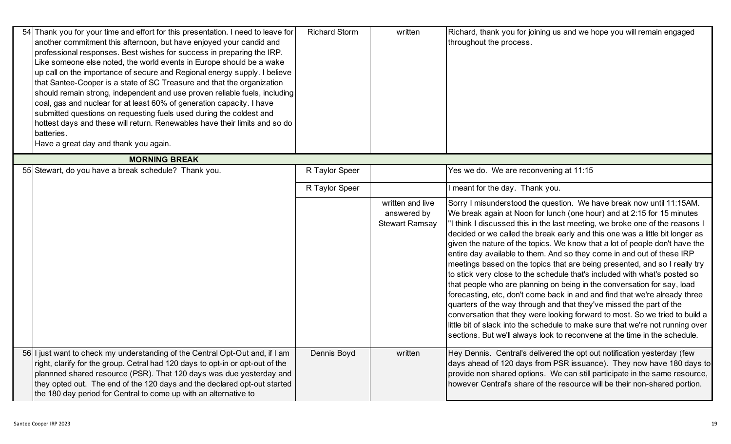| | | | | |
|---|---|---|---|---|
| 54 | Thank you for your time and effort for this presentation. I need to leave for another commitment this afternoon, but have enjoyed your candid and professional responses. Best wishes for success in preparing the IRP. Like someone else noted, the world events in Europe should be a wake up call on the importance of secure and Regional energy supply. I believe that Santee-Cooper is a state of SC Treasure and that the organization should remain strong, independent and use proven reliable fuels, including coal, gas and nuclear for at least 60% of generation capacity. I have submitted questions on requesting fuels used during the coldest and hottest days and these will return. Renewables have their limits and so do batteries.<br>Have a great day and thank you again. | Richard Storm | written | Richard, thank you for joining us and we hope you will remain engaged throughout the process. |
| | **MORNING BREAK** | | | |
| 55 | Stewart, do you have a break schedule? Thank you. | R Taylor Speer | | Yes we do. We are reconvening at 11:15 |
| | | R Taylor Speer | | I meant for the day. Thank you. |
| | | | written and live answered by Stewart Ramsay | Sorry I misunderstood the question. We have break now until 11:15AM. We break again at Noon for lunch (one hour) and at 2:15 for 15 minutes "I think I discussed this in the last meeting, we broke one of the reasons I decided or we called the break early and this one was a little bit longer as given the nature of the topics. We know that a lot of people don't have the entire day available to them. And so they come in and out of these IRP meetings based on the topics that are being presented, and so I really try to stick very close to the schedule that's included with what's posted so that people who are planning on being in the conversation for say, load forecasting, etc, don't come back in and and find that we're already three quarters of the way through and that they've missed the part of the conversation that they were looking forward to most. So we tried to build a little bit of slack into the schedule to make sure that we're not running over sections. But we'll always look to reconvene at the time in the schedule. |
| 56 | I just want to check my understanding of the Central Opt-Out and, if I am right, clarify for the group. Cetral had 120 days to opt-in or opt-out of the plannned shared resource (PSR). That 120 days was due yesterday and they opted out. The end of the 120 days and the declared opt-out started the 180 day period for Central to come up with an alternative to | Dennis Boyd | written | Hey Dennis. Central's delivered the opt out notification yesterday (few days ahead of 120 days from PSR issuance). They now have 180 days to provide non shared options. We can still participate in the same resource, however Central's share of the resource will be their non-shared portion. |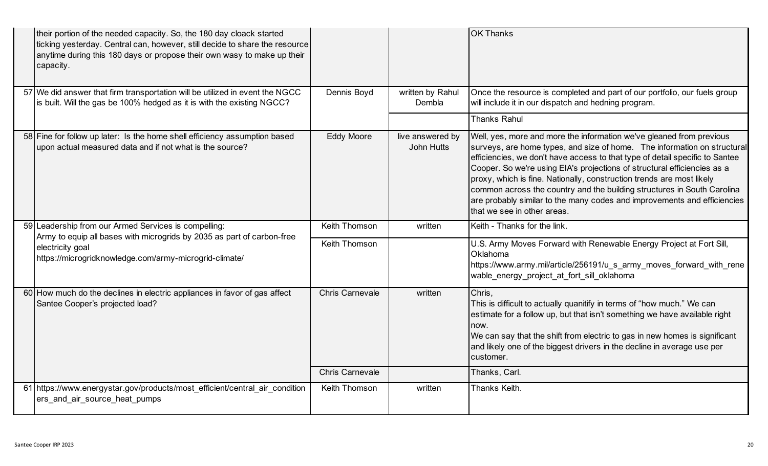| | | | | |
|---|---|---|---|---|
| | their portion of the needed capacity. So, the 180 day cloack started ticking yesterday. Central can, however, still decide to share the resource anytime during this 180 days or propose their own wasy to make up their capacity. | | | OK Thanks |
| 57 | We did answer that firm transportation will be utilized in event the NGCC is built. Will the gas be 100% hedged as it is with the existing NGCC? | Dennis Boyd | written by Rahul Dembla | Once the resource is completed and part of our portfolio, our fuels group will include it in our dispatch and hedning program. |
| | | | | Thanks Rahul |
| 58 | Fine for follow up later: Is the home shell efficiency assumption based upon actual measured data and if not what is the source? | Eddy Moore | live answered by John Hutts | Well, yes, more and more the information we've gleaned from previous surveys, are home types, and size of home. The information on structural efficiencies, we don't have access to that type of detail specific to Santee Cooper. So we're using EIA's projections of structural efficiencies as a proxy, which is fine. Nationally, construction trends are most likely common across the country and the building structures in South Carolina are probably similar to the many codes and improvements and efficiencies that we see in other areas. |
| 59 | Leadership from our Armed Services is compelling: Army to equip all bases with microgrids by 2035 as part of carbon-free electricity goal https://microgridknowledge.com/army-microgrid-climate/ | Keith Thomson | written | Keith - Thanks for the link. |
| | | Keith Thomson | | U.S. Army Moves Forward with Renewable Energy Project at Fort Sill, Oklahoma https://www.army.mil/article/256191/u_s_army_moves_forward_with_renewable_energy_project_at_fort_sill_oklahoma |
| 60 | How much do the declines in electric appliances in favor of gas affect Santee Cooper's projected load? | Chris Carnevale | written | Chris,<br>This is difficult to actually quanitify in terms of "how much." We can estimate for a follow up, but that isn't something we have available right now.<br>We can say that the shift from electric to gas in new homes is significant and likely one of the biggest drivers in the decline in average use per customer. |
| | | Chris Carnevale | | Thanks, Carl. |
| 61 | https://www.energystar.gov/products/most_efficient/central_air_conditioners_and_air_source_heat_pumps | Keith Thomson | written | Thanks Keith. |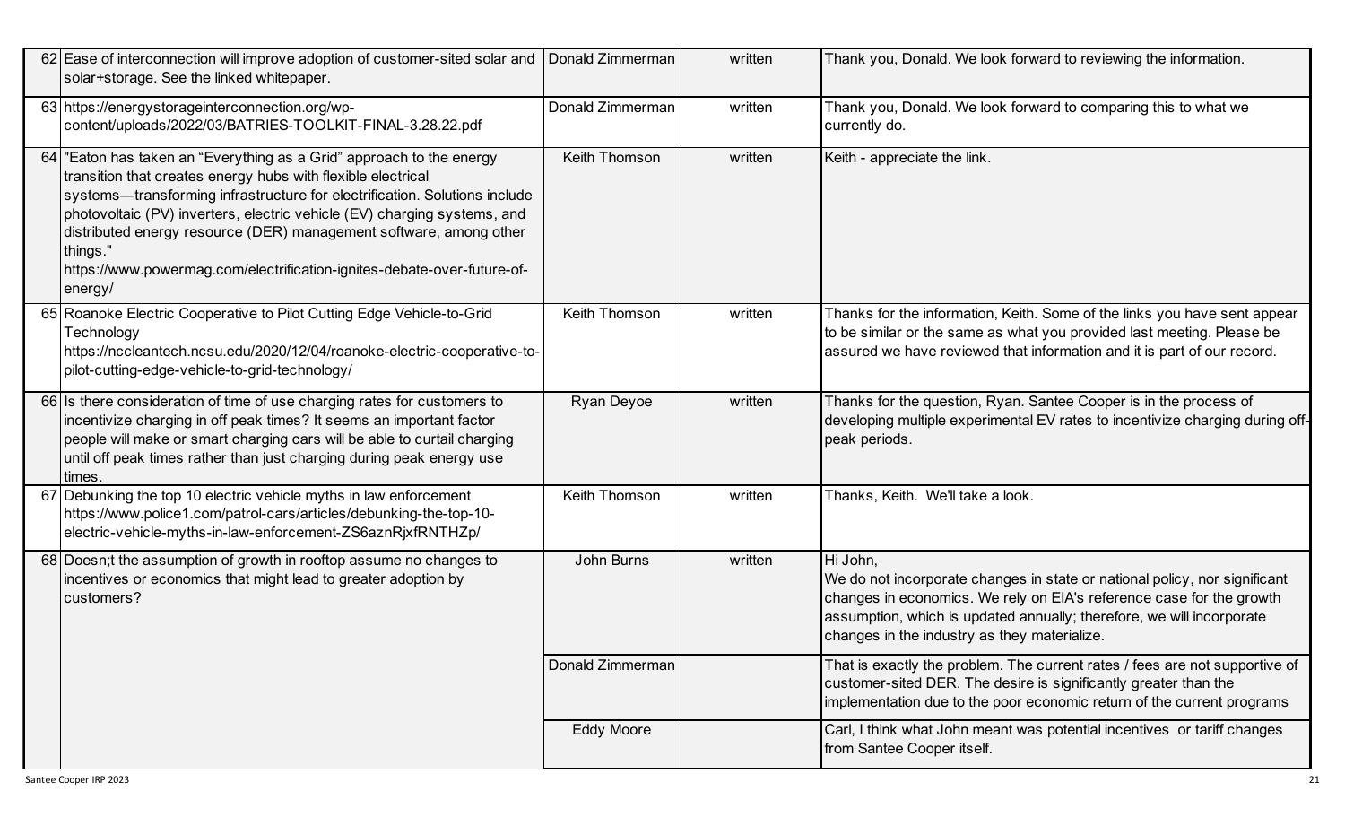| | | | | |
|---|---|---|---|---|
| 62 | Ease of interconnection will improve adoption of customer-sited solar and solar+storage. See the linked whitepaper. | Donald Zimmerman | written | Thank you, Donald. We look forward to reviewing the information. |
| 63 | https://energystorageinterconnection.org/wp-content/uploads/2022/03/BATRIES-TOOLKIT-FINAL-3.28.22.pdf | Donald Zimmerman | written | Thank you, Donald. We look forward to comparing this to what we currently do. |
| 64 | "Eaton has taken an "Everything as a Grid" approach to the energy transition that creates energy hubs with flexible electrical systems—transforming infrastructure for electrification. Solutions include photovoltaic (PV) inverters, electric vehicle (EV) charging systems, and distributed energy resource (DER) management software, among other things." https://www.powermag.com/electrification-ignites-debate-over-future-of-energy/ | Keith Thomson | written | Keith - appreciate the link. |
| 65 | Roanoke Electric Cooperative to Pilot Cutting Edge Vehicle-to-Grid Technology https://nccleantech.ncsu.edu/2020/12/04/roanoke-electric-cooperative-to-pilot-cutting-edge-vehicle-to-grid-technology/ | Keith Thomson | written | Thanks for the information, Keith. Some of the links you have sent appear to be similar or the same as what you provided last meeting. Please be assured we have reviewed that information and it is part of our record. |
| 66 | Is there consideration of time of use charging rates for customers to incentivize charging in off peak times? It seems an important factor people will make or smart charging cars will be able to curtail charging until off peak times rather than just charging during peak energy use times. | Ryan Deyoe | written | Thanks for the question, Ryan. Santee Cooper is in the process of developing multiple experimental EV rates to incentivize charging during off-peak periods. |
| 67 | Debunking the top 10 electric vehicle myths in law enforcement https://www.police1.com/patrol-cars/articles/debunking-the-top-10-electric-vehicle-myths-in-law-enforcement-ZS6aznRjxfRNTHZp/ | Keith Thomson | written | Thanks, Keith. We'll take a look. |
| 68 | Doesn;t the assumption of growth in rooftop assume no changes to incentives or economics that might lead to greater adoption by customers? | John Burns | written | Hi John,<br>We do not incorporate changes in state or national policy, nor significant changes in economics. We rely on EIA's reference case for the growth assumption, which is updated annually; therefore, we will incorporate changes in the industry as they materialize. |
| | | Donald Zimmerman | | That is exactly the problem. The current rates / fees are not supportive of customer-sited DER. The desire is significantly greater than the implementation due to the poor economic return of the current programs |
| | | Eddy Moore | | Carl, I think what John meant was potential incentives or tariff changes from Santee Cooper itself. |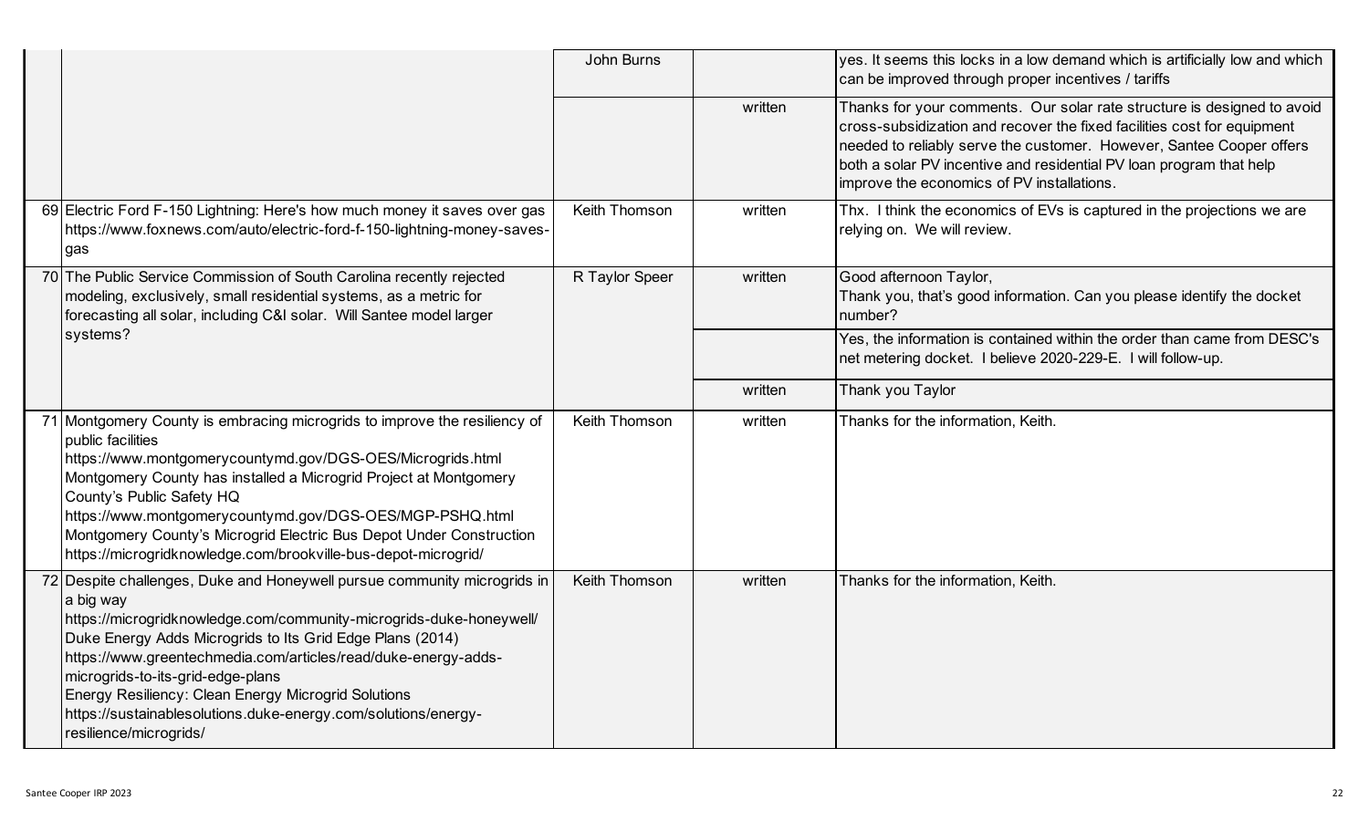| | | | | |
|---|---|---|---|---|
| | | John Burns | | yes. It seems this locks in a low demand which is artificially low and which can be improved through proper incentives / tariffs |
| | | | written | Thanks for your comments. Our solar rate structure is designed to avoid cross-subsidization and recover the fixed facilities cost for equipment needed to reliably serve the customer. However, Santee Cooper offers both a solar PV incentive and residential PV loan program that help improve the economics of PV installations. |
| 69 | Electric Ford F-150 Lightning: Here's how much money it saves over gas https://www.foxnews.com/auto/electric-ford-f-150-lightning-money-saves-gas | Keith Thomson | written | Thx. I think the economics of EVs is captured in the projections we are relying on. We will review. |
| 70 | The Public Service Commission of South Carolina recently rejected modeling, exclusively, small residential systems, as a metric for forecasting all solar, including C&I solar. Will Santee model larger systems? | R Taylor Speer | written | Good afternoon Taylor,<br>Thank you, that's good information. Can you please identify the docket number? |
| | | | | Yes, the information is contained within the order than came from DESC's net metering docket. I believe 2020-229-E. I will follow-up. |
| | | | written | Thank you Taylor |
| 71 | Montgomery County is embracing microgrids to improve the resiliency of public facilities<br>https://www.montgomerycountymd.gov/DGS-OES/Microgrids.html<br>Montgomery County has installed a Microgrid Project at Montgomery County's Public Safety HQ<br>https://www.montgomerycountymd.gov/DGS-OES/MGP-PSHQ.html<br>Montgomery County's Microgrid Electric Bus Depot Under Construction<br>https://microgridknowledge.com/brookville-bus-depot-microgrid/ | Keith Thomson | written | Thanks for the information, Keith. |
| 72 | Despite challenges, Duke and Honeywell pursue community microgrids in a big way<br>https://microgridknowledge.com/community-microgrids-duke-honeywell/<br>Duke Energy Adds Microgrids to Its Grid Edge Plans (2014)<br>https://www.greentechmedia.com/articles/read/duke-energy-adds-microgrids-to-its-grid-edge-plans<br>Energy Resiliency: Clean Energy Microgrid Solutions<br>https://sustainablesolutions.duke-energy.com/solutions/energy-resilience/microgrids/ | Keith Thomson | written | Thanks for the information, Keith. |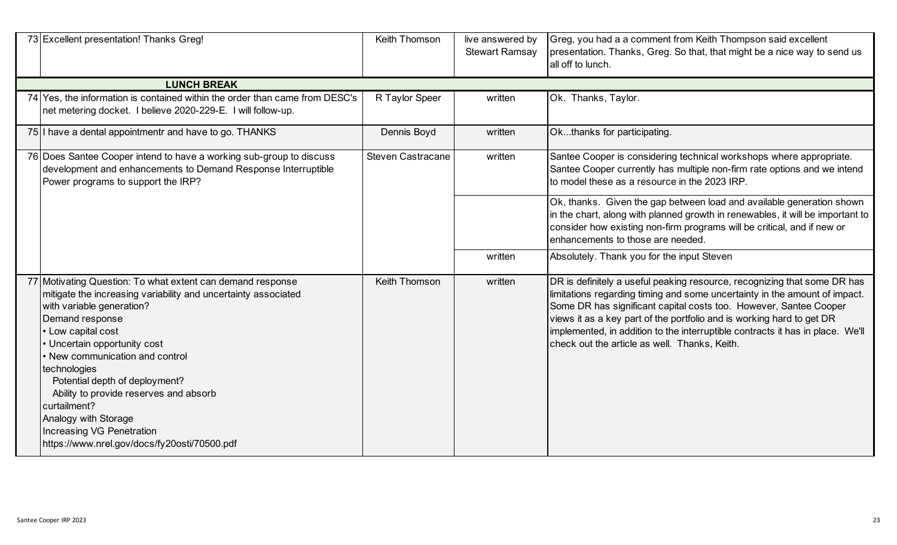| # | Question/Comment | Name | Response Type | Response |
|---|---|---|---|---|
| 73 | Excellent presentation! Thanks Greg! | Keith Thomson | live answered by Stewart Ramsay | Greg, you had a a comment from Keith Thompson said excellent presentation. Thanks, Greg. So that, that might be a nice way to send us all off to lunch. |
| | **LUNCH BREAK** | | | |
| 74 | Yes, the information is contained within the order than came from DESC's net metering docket. I believe 2020-229-E. I will follow-up. | R Taylor Speer | written | Ok. Thanks, Taylor. |
| 75 | I have a dental appointmentr and have to go. THANKS | Dennis Boyd | written | Ok...thanks for participating. |
| 76 | Does Santee Cooper intend to have a working sub-group to discuss development and enhancements to Demand Response Interruptible Power programs to support the IRP? | Steven Castracane | written | Santee Cooper is considering technical workshops where appropriate. Santee Cooper currently has multiple non-firm rate options and we intend to model these as a resource in the 2023 IRP. |
| | | | | Ok, thanks. Given the gap between load and available generation shown in the chart, along with planned growth in renewables, it will be important to consider how existing non-firm programs will be critical, and if new or enhancements to those are needed. |
| | | | written | Absolutely. Thank you for the input Steven |
| 77 | Motivating Question: To what extent can demand response mitigate the increasing variability and uncertainty associated with variable generation?<br>Demand response<br>• Low capital cost<br>• Uncertain opportunity cost<br>• New communication and control technologies<br>Potential depth of deployment?<br>Ability to provide reserves and absorb curtailment?<br>Analogy with Storage<br>Increasing VG Penetration<br>https://www.nrel.gov/docs/fy20osti/70500.pdf | Keith Thomson | written | DR is definitely a useful peaking resource, recognizing that some DR has limitations regarding timing and some uncertainty in the amount of impact. Some DR has significant capital costs too. However, Santee Cooper views it as a key part of the portfolio and is working hard to get DR implemented, in addition to the interruptible contracts it has in place. We'll check out the article as well. Thanks, Keith. |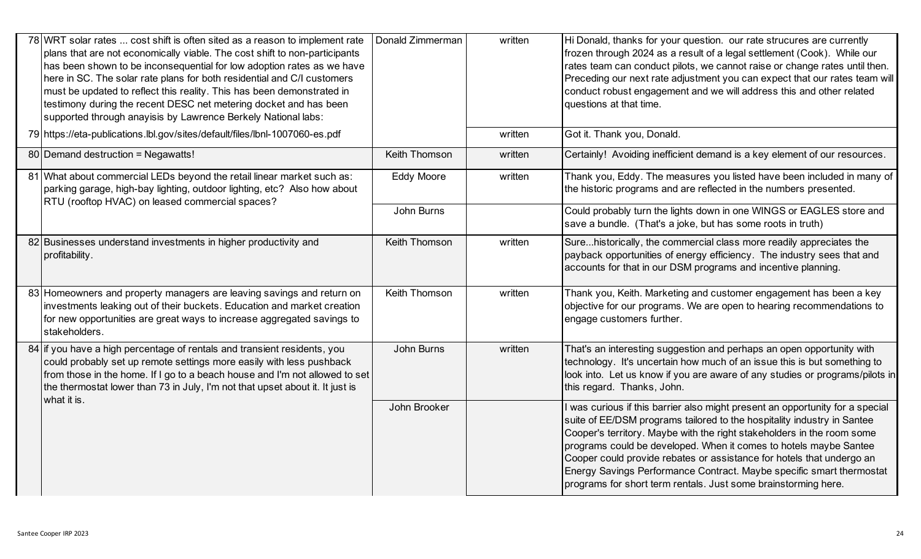| | | | | |
|---|---|---|---|---|
| 78 | WRT solar rates ... cost shift is often sited as a reason to implement rate plans that are not economically viable. The cost shift to non-participants has been shown to be inconsequential for low adoption rates as we have here in SC. The solar rate plans for both residential and C/I customers must be updated to reflect this reality. This has been demonstrated in testimony during the recent DESC net metering docket and has been supported through anayisis by Lawrence Berkely National labs: | Donald Zimmerman | written | Hi Donald, thanks for your question. our rate strucures are currently frozen through 2024 as a result of a legal settlement (Cook). While our rates team can conduct pilots, we cannot raise or change rates until then. Preceding our next rate adjustment you can expect that our rates team will conduct robust engagement and we will address this and other related questions at that time. |
| 79 | https://eta-publications.lbl.gov/sites/default/files/lbnl-1007060-es.pdf | | written | Got it. Thank you, Donald. |
| 80 | Demand destruction = Negawatts! | Keith Thomson | written | Certainly! Avoiding inefficient demand is a key element of our resources. |
| 81 | What about commercial LEDs beyond the retail linear market such as: parking garage, high-bay lighting, outdoor lighting, etc? Also how about RTU (rooftop HVAC) on leased commercial spaces? | Eddy Moore | written | Thank you, Eddy. The measures you listed have been included in many of the historic programs and are reflected in the numbers presented. |
| | | John Burns | | Could probably turn the lights down in one WINGS or EAGLES store and save a bundle. (That's a joke, but has some roots in truth) |
| 82 | Businesses understand investments in higher productivity and profitability. | Keith Thomson | written | Sure...historically, the commercial class more readily appreciates the payback opportunities of energy efficiency. The industry sees that and accounts for that in our DSM programs and incentive planning. |
| 83 | Homeowners and property managers are leaving savings and return on investments leaking out of their buckets. Education and market creation for new opportunities are great ways to increase aggregated savings to stakeholders. | Keith Thomson | written | Thank you, Keith. Marketing and customer engagement has been a key objective for our programs. We are open to hearing recommendations to engage customers further. |
| 84 | if you have a high percentage of rentals and transient residents, you could probably set up remote settings more easily with less pushback from those in the home. If I go to a beach house and I'm not allowed to set the thermostat lower than 73 in July, I'm not that upset about it. It just is what it is. | John Burns | written | That's an interesting suggestion and perhaps an open opportunity with technology. It's uncertain how much of an issue this is but something to look into. Let us know if you are aware of any studies or programs/pilots in this regard. Thanks, John. |
| | | John Brooker | | I was curious if this barrier also might present an opportunity for a special suite of EE/DSM programs tailored to the hospitality industry in Santee Cooper's territory. Maybe with the right stakeholders in the room some programs could be developed. When it comes to hotels maybe Santee Cooper could provide rebates or assistance for hotels that undergo an Energy Savings Performance Contract. Maybe specific smart thermostat programs for short term rentals. Just some brainstorming here. |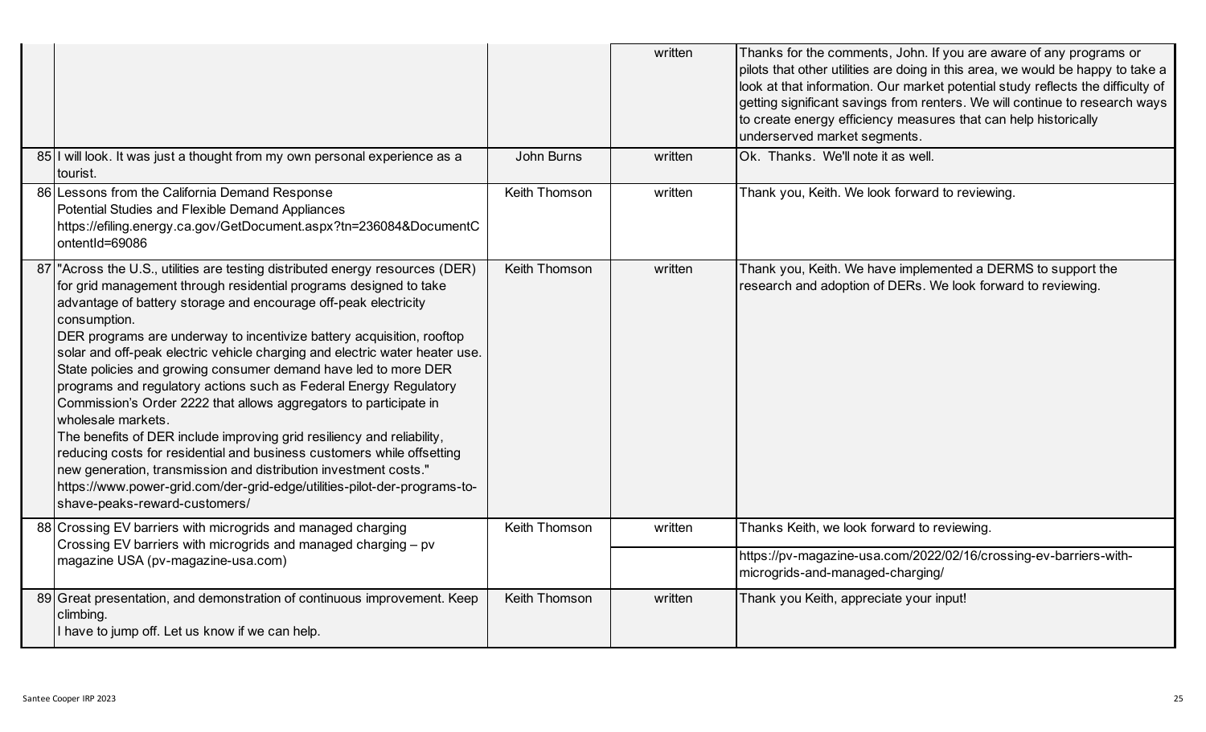| | | | |
|---|---|---|---|
| | | written | Thanks for the comments, John. If you are aware of any programs or pilots that other utilities are doing in this area, we would be happy to take a look at that information. Our market potential study reflects the difficulty of getting significant savings from renters. We will continue to research ways to create energy efficiency measures that can help historically underserved market segments. |
| 85 I will look. It was just a thought from my own personal experience as a tourist. | John Burns | written | Ok. Thanks. We'll note it as well. |
| 86 Lessons from the California Demand Response Potential Studies and Flexible Demand Appliances https://efiling.energy.ca.gov/GetDocument.aspx?tn=236084&DocumentContentId=69086 | Keith Thomson | written | Thank you, Keith. We look forward to reviewing. |
| 87 "Across the U.S., utilities are testing distributed energy resources (DER) for grid management through residential programs designed to take advantage of battery storage and encourage off-peak electricity consumption. DER programs are underway to incentivize battery acquisition, rooftop solar and off-peak electric vehicle charging and electric water heater use. State policies and growing consumer demand have led to more DER programs and regulatory actions such as Federal Energy Regulatory Commission's Order 2222 that allows aggregators to participate in wholesale markets. The benefits of DER include improving grid resiliency and reliability, reducing costs for residential and business customers while offsetting new generation, transmission and distribution investment costs." https://www.power-grid.com/der-grid-edge/utilities-pilot-der-programs-to-shave-peaks-reward-customers/ | Keith Thomson | written | Thank you, Keith. We have implemented a DERMS to support the research and adoption of DERs. We look forward to reviewing. |
| 88 Crossing EV barriers with microgrids and managed charging Crossing EV barriers with microgrids and managed charging – pv magazine USA (pv-magazine-usa.com) | Keith Thomson | written | Thanks Keith, we look forward to reviewing. |
| | | | https://pv-magazine-usa.com/2022/02/16/crossing-ev-barriers-with-microgrids-and-managed-charging/ |
| 89 Great presentation, and demonstration of continuous improvement. Keep climbing. I have to jump off. Let us know if we can help. | Keith Thomson | written | Thank you Keith, appreciate your input! |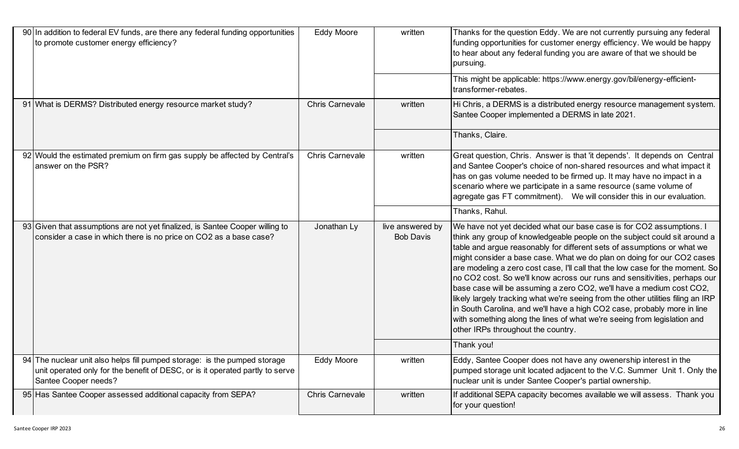| # | Question | Name | Method | Response |
|---|---|---|---|---|
| 90 | In addition to federal EV funds, are there any federal funding opportunities to promote customer energy efficiency? | Eddy Moore | written | Thanks for the question Eddy. We are not currently pursuing any federal funding opportunities for customer energy efficiency. We would be happy to hear about any federal funding you are aware of that we should be pursuing. |
| | | | | This might be applicable: https://www.energy.gov/bil/energy-efficient-transformer-rebates. |
| 91 | What is DERMS? Distributed energy resource market study? | Chris Carnevale | written | Hi Chris, a DERMS is a distributed energy resource management system. Santee Cooper implemented a DERMS in late 2021. |
| | | | | Thanks, Claire. |
| 92 | Would the estimated premium on firm gas supply be affected by Central's answer on the PSR? | Chris Carnevale | written | Great question, Chris. Answer is that 'it depends'. It depends on Central and Santee Cooper's choice of non-shared resources and what impact it has on gas volume needed to be firmed up. It may have no impact in a scenario where we participate in a same resource (same volume of agregate gas FT commitment). We will consider this in our evaluation. |
| | | | | Thanks, Rahul. |
| 93 | Given that assumptions are not yet finalized, is Santee Cooper willing to consider a case in which there is no price on CO2 as a base case? | Jonathan Ly | live answered by Bob Davis | We have not yet decided what our base case is for CO2 assumptions. I think any group of knowledgeable people on the subject could sit around a table and argue reasonably for different sets of assumptions or what we might consider a base case. What we do plan on doing for our CO2 cases are modeling a zero cost case, I'll call that the low case for the moment. So no CO2 cost. So we'll know across our runs and sensitivities, perhaps our base case will be assuming a zero CO2, we'll have a medium cost CO2, likely largely tracking what we're seeing from the other utilities filing an IRP in South Carolina, and we'll have a high CO2 case, probably more in line with something along the lines of what we're seeing from legislation and other IRPs throughout the country. |
| | | | | Thank you! |
| 94 | The nuclear unit also helps fill pumped storage: is the pumped storage unit operated only for the benefit of DESC, or is it operated partly to serve Santee Cooper needs? | Eddy Moore | written | Eddy, Santee Cooper does not have any owenership interest in the pumped storage unit located adjacent to the V.C. Summer Unit 1. Only the nuclear unit is under Santee Cooper's partial ownership. |
| 95 | Has Santee Cooper assessed additional capacity from SEPA? | Chris Carnevale | written | If additional SEPA capacity becomes available we will assess. Thank you for your question! |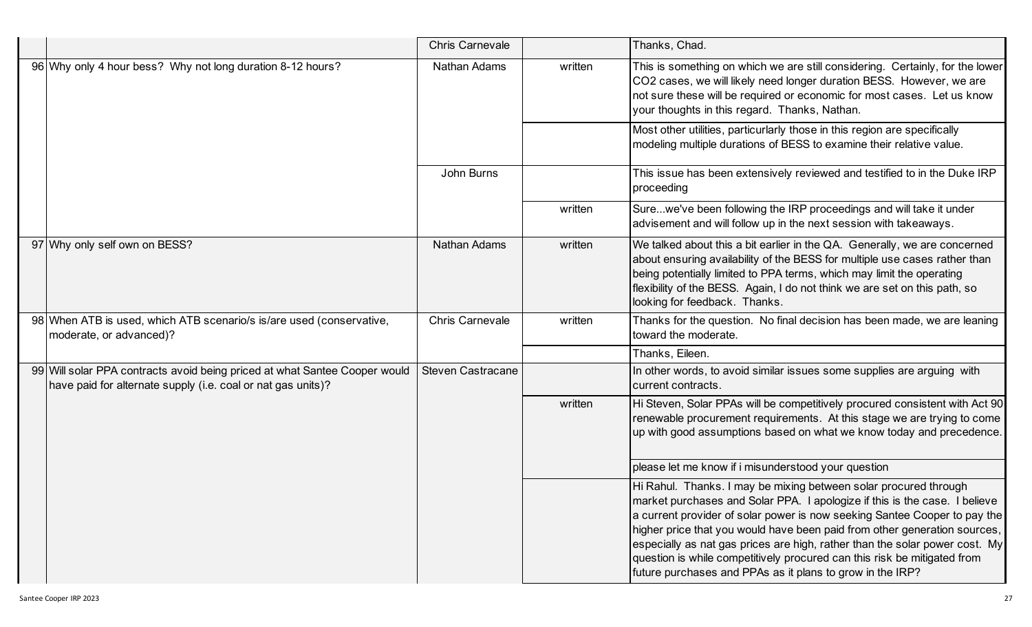|  |  |  |  |  |
|---|---|---|---|---|
|  |  | Chris Carnevale |  | Thanks, Chad. |
| 96 | Why only 4 hour bess? Why not long duration 8-12 hours? | Nathan Adams | written | This is something on which we are still considering. Certainly, for the lower CO2 cases, we will likely need longer duration BESS. However, we are not sure these will be required or economic for most cases. Let us know your thoughts in this regard. Thanks, Nathan. |
|  |  |  |  | Most other utilities, particularly those in this region are specifically modeling multiple durations of BESS to examine their relative value. |
|  |  | John Burns |  | This issue has been extensively reviewed and testified to in the Duke IRP proceeding |
|  |  |  | written | Sure...we've been following the IRP proceedings and will take it under advisement and will follow up in the next session with takeaways. |
| 97 | Why only self own on BESS? | Nathan Adams | written | We talked about this a bit earlier in the QA. Generally, we are concerned about ensuring availability of the BESS for multiple use cases rather than being potentially limited to PPA terms, which may limit the operating flexibility of the BESS. Again, I do not think we are set on this path, so looking for feedback. Thanks. |
| 98 | When ATB is used, which ATB scenario/s is/are used (conservative, moderate, or advanced)? | Chris Carnevale | written | Thanks for the question. No final decision has been made, we are leaning toward the moderate. |
|  |  |  |  | Thanks, Eileen. |
| 99 | Will solar PPA contracts avoid being priced at what Santee Cooper would have paid for alternate supply (i.e. coal or nat gas units)? | Steven Castracane |  | In other words, to avoid similar issues some supplies are arguing with current contracts. |
|  |  |  | written | Hi Steven, Solar PPAs will be competitively procured consistent with Act 90 renewable procurement requirements. At this stage we are trying to come up with good assumptions based on what we know today and precedence. |
|  |  |  |  | please let me know if i misunderstood your question |
|  |  |  |  | Hi Rahul. Thanks. I may be mixing between solar procured through market purchases and Solar PPA. I apologize if this is the case. I believe a current provider of solar power is now seeking Santee Cooper to pay the higher price that you would have been paid from other generation sources, especially as nat gas prices are high, rather than the solar power cost. My question is while competitively procured can this risk be mitigated from future purchases and PPAs as it plans to grow in the IRP? |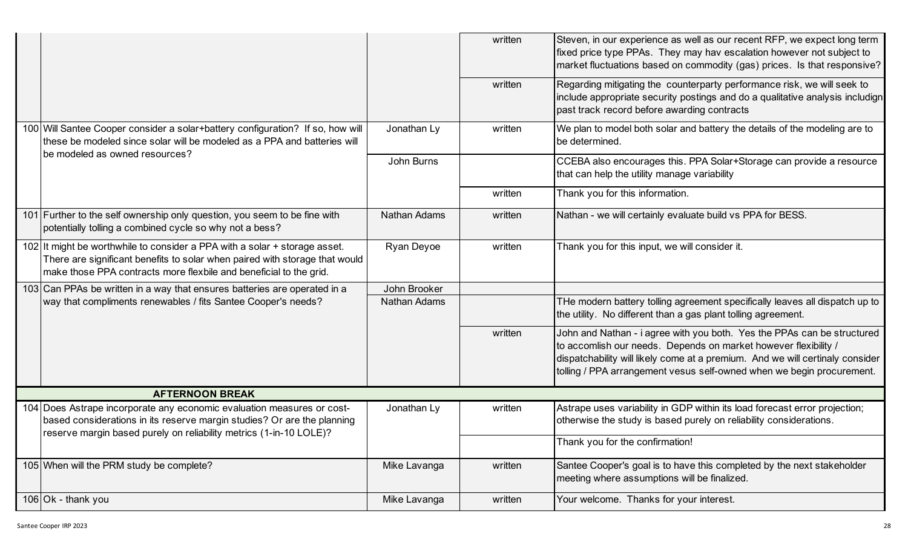| | | | | |
|---|---|---|---|---|
| | | | written | Steven, in our experience as well as our recent RFP, we expect long term fixed price type PPAs. They may hav escalation however not subject to market fluctuations based on commodity (gas) prices. Is that responsive? |
| | | | written | Regarding mitigating the counterparty performance risk, we will seek to include appropriate security postings and do a qualitative analysis includign past track record before awarding contracts |
| 100 | Will Santee Cooper consider a solar+battery configuration? If so, how will these be modeled since solar will be modeled as a PPA and batteries will be modeled as owned resources? | Jonathan Ly | written | We plan to model both solar and battery the details of the modeling are to be determined. |
| | | John Burns | | CCEBA also encourages this. PPA Solar+Storage can provide a resource that can help the utility manage variability |
| | | | written | Thank you for this information. |
| 101 | Further to the self ownership only question, you seem to be fine with potentially tolling a combined cycle so why not a bess? | Nathan Adams | written | Nathan - we will certainly evaluate build vs PPA for BESS. |
| 102 | It might be worthwhile to consider a PPA with a solar + storage asset. There are significant benefits to solar when paired with storage that would make those PPA contracts more flexbile and beneficial to the grid. | Ryan Deyoe | written | Thank you for this input, we will consider it. |
| 103 | Can PPAs be written in a way that ensures batteries are operated in a way that compliments renewables / fits Santee Cooper's needs? | John Brooker | | |
| | | Nathan Adams | | THe modern battery tolling agreement specifically leaves all dispatch up to the utility. No different than a gas plant tolling agreement. |
| | | | written | John and Nathan - i agree with you both. Yes the PPAs can be structured to accomlish our needs. Depends on market however flexibility / dispatchability will likely come at a premium. And we will certinaly consider tolling / PPA arrangement vesus self-owned when we begin procurement. |
| | **AFTERNOON BREAK** | | | |
| 104 | Does Astrape incorporate any economic evaluation measures or cost-based considerations in its reserve margin studies? Or are the planning reserve margin based purely on reliability metrics (1-in-10 LOLE)? | Jonathan Ly | written | Astrape uses variability in GDP within its load forecast error projection; otherwise the study is based purely on reliability considerations. |
| | | | | Thank you for the confirmation! |
| 105 | When will the PRM study be complete? | Mike Lavanga | written | Santee Cooper's goal is to have this completed by the next stakeholder meeting where assumptions will be finalized. |
| 106 | Ok - thank you | Mike Lavanga | written | Your welcome. Thanks for your interest. |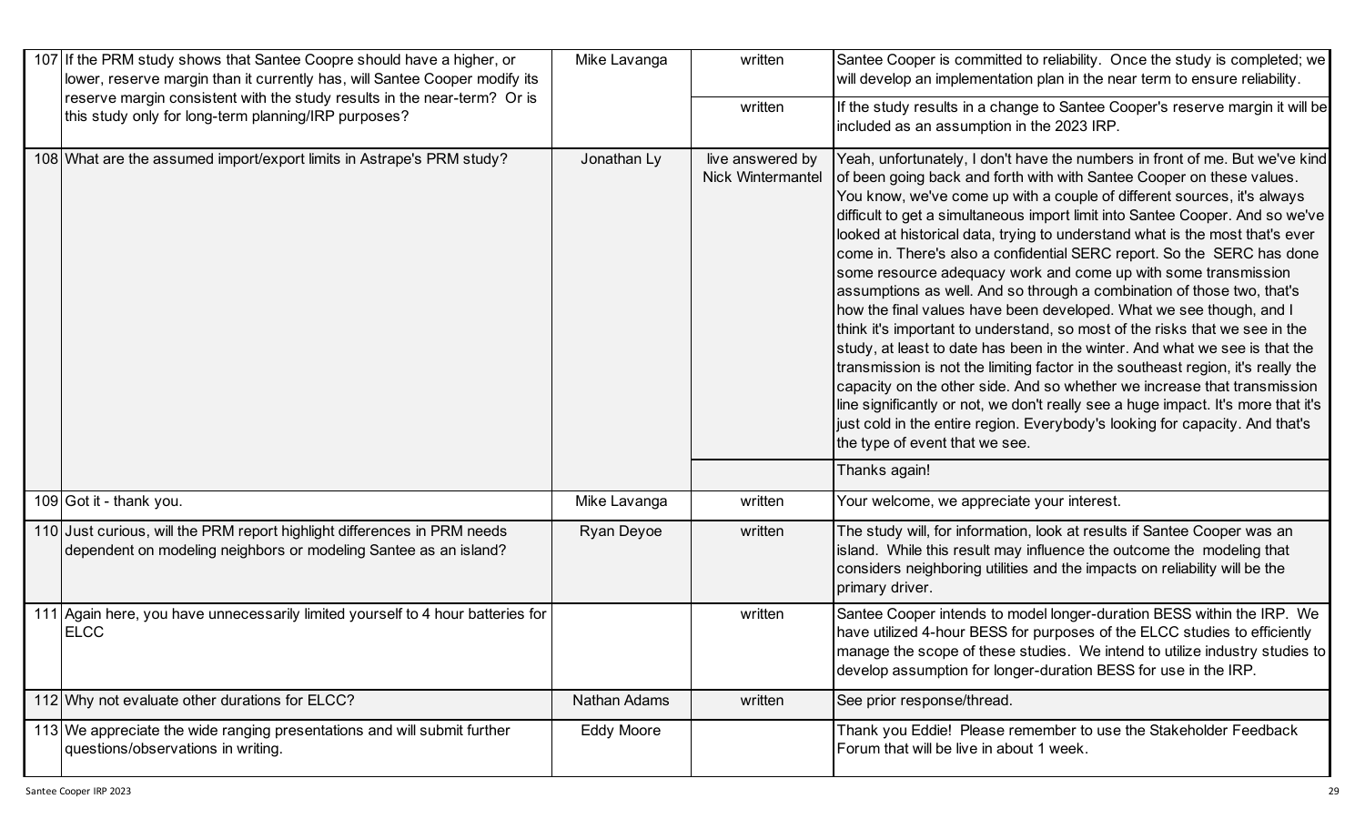| | | | | |
|---|---|---|---|---|
| 107 | If the PRM study shows that Santee Coopre should have a higher, or lower, reserve margin than it currently has, will Santee Cooper modify its reserve margin consistent with the study results in the near-term? Or is this study only for long-term planning/IRP purposes? | Mike Lavanga | written | Santee Cooper is committed to reliability. Once the study is completed; we will develop an implementation plan in the near term to ensure reliability. |
| | | | written | If the study results in a change to Santee Cooper's reserve margin it will be included as an assumption in the 2023 IRP. |
| 108 | What are the assumed import/export limits in Astrape's PRM study? | Jonathan Ly | live answered by Nick Wintermantel | Yeah, unfortunately, I don't have the numbers in front of me. But we've kind of been going back and forth with with Santee Cooper on these values. You know, we've come up with a couple of different sources, it's always difficult to get a simultaneous import limit into Santee Cooper. And so we've looked at historical data, trying to understand what is the most that's ever come in. There's also a confidential SERC report. So the SERC has done some resource adequacy work and come up with some transmission assumptions as well. And so through a combination of those two, that's how the final values have been developed. What we see though, and I think it's important to understand, so most of the risks that we see in the study, at least to date has been in the winter. And what we see is that the transmission is not the limiting factor in the southeast region, it's really the capacity on the other side. And so whether we increase that transmission line significantly or not, we don't really see a huge impact. It's more that it's just cold in the entire region. Everybody's looking for capacity. And that's the type of event that we see. |
| | | | | Thanks again! |
| 109 | Got it - thank you. | Mike Lavanga | written | Your welcome, we appreciate your interest. |
| 110 | Just curious, will the PRM report highlight differences in PRM needs dependent on modeling neighbors or modeling Santee as an island? | Ryan Deyoe | written | The study will, for information, look at results if Santee Cooper was an island. While this result may influence the outcome the modeling that considers neighboring utilities and the impacts on reliability will be the primary driver. |
| 111 | Again here, you have unnecessarily limited yourself to 4 hour batteries for ELCC | | written | Santee Cooper intends to model longer-duration BESS within the IRP. We have utilized 4-hour BESS for purposes of the ELCC studies to efficiently manage the scope of these studies. We intend to utilize industry studies to develop assumption for longer-duration BESS for use in the IRP. |
| 112 | Why not evaluate other durations for ELCC? | Nathan Adams | written | See prior response/thread. |
| 113 | We appreciate the wide ranging presentations and will submit further questions/observations in writing. | Eddy Moore | | Thank you Eddie! Please remember to use the Stakeholder Feedback Forum that will be live in about 1 week. |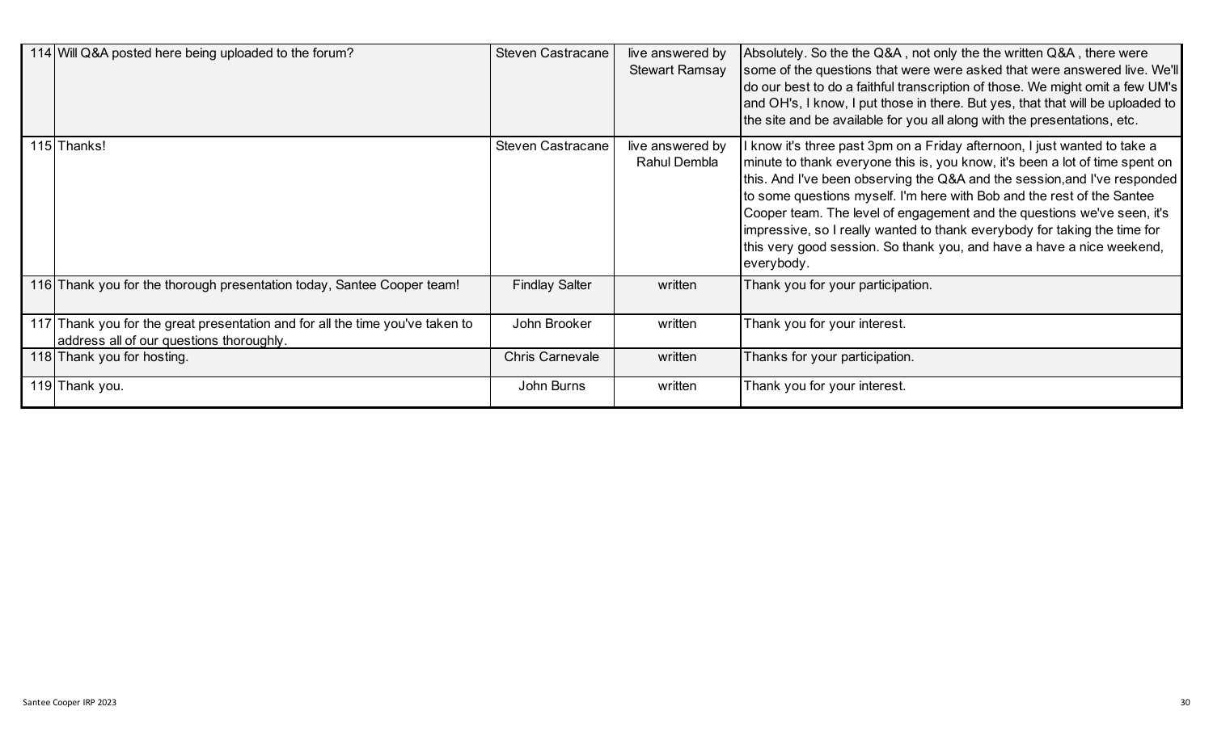| | | | | |
|---|---|---|---|---|
| 114 | Will Q&A posted here being uploaded to the forum? | Steven Castracane | live answered by Stewart Ramsay | Absolutely. So the the Q&A , not only the the written Q&A , there were some of the questions that were were asked that were answered live. We'll do our best to do a faithful transcription of those. We might omit a few UM's and OH's, I know, I put those in there. But yes, that that will be uploaded to the site and be available for you all along with the presentations, etc. |
| 115 | Thanks! | Steven Castracane | live answered by Rahul Dembla | I know it's three past 3pm on a Friday afternoon, I just wanted to take a minute to thank everyone this is, you know, it's been a lot of time spent on this. And I've been observing the Q&A and the session,and I've responded to some questions myself. I'm here with Bob and the rest of the Santee Cooper team. The level of engagement and the questions we've seen, it's impressive, so I really wanted to thank everybody for taking the time for this very good session. So thank you, and have a have a nice weekend, everybody. |
| 116 | Thank you for the thorough presentation today, Santee Cooper team! | Findlay Salter | written | Thank you for your participation. |
| 117 | Thank you for the great presentation and for all the time you've taken to address all of our questions thoroughly. | John Brooker | written | Thank you for your interest. |
| 118 | Thank you for hosting. | Chris Carnevale | written | Thanks for your participation. |
| 119 | Thank you. | John Burns | written | Thank you for your interest. |